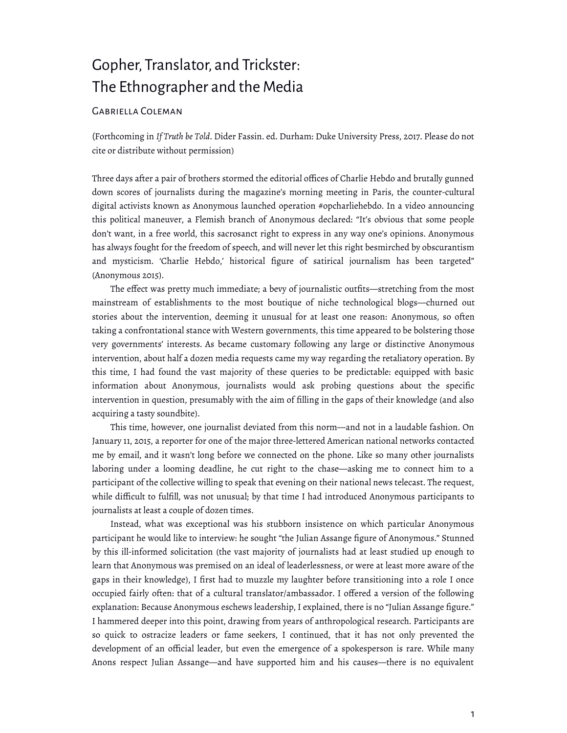# Gopher, Translator, and Trickster: The Ethnographer and the Media

Gabriella Coleman

(Forthcoming in *If Truth be Told*. Dider Fassin. ed. Durham: Duke University Press, 2017. Please do not cite or distribute without permission)

Three days after a pair of brothers stormed the editorial offices of Charlie Hebdo and brutally gunned down scores of journalists during the magazine's morning meeting in Paris, the counter-cultural digital activists known as Anonymous launched operation #opcharliehebdo. In a video announcing this political maneuver, a Flemish branch of Anonymous declared: "It's obvious that some people don't want, in a free world, this sacrosanct right to express in any way one's opinions. Anonymous has always fought for the freedom of speech, and will never let this right besmirched by obscurantism and mysticism. 'Charlie Hebdo,' historical figure of satirical journalism has been targeted" (Anonymous 2015).

The effect was pretty much immediate; a bevy of journalistic outfits—stretching from the most mainstream of establishments to the most boutique of niche technological blogs—churned out stories about the intervention, deeming it unusual for at least one reason: Anonymous, so often taking a confrontational stance with Western governments, this time appeared to be bolstering those very governments' interests. As became customary following any large or distinctive Anonymous intervention, about half a dozen media requests came my way regarding the retaliatory operation. By this time, I had found the vast majority of these queries to be predictable: equipped with basic information about Anonymous, journalists would ask probing questions about the specific intervention in question, presumably with the aim of filling in the gaps of their knowledge (and also acquiring a tasty soundbite).

This time, however, one journalist deviated from this norm—and not in a laudable fashion. On January 11, 2015, a reporter for one of the major three-lettered American national networks contacted me by email, and it wasn't long before we connected on the phone. Like so many other journalists laboring under a looming deadline, he cut right to the chase—asking me to connect him to a participant of the collective willing to speak that evening on their national news telecast. The request, while difficult to fulfill, was not unusual; by that time I had introduced Anonymous participants to journalists at least a couple of dozen times.

Instead, what was exceptional was his stubborn insistence on which particular Anonymous participant he would like to interview: he sought "the Julian Assange figure of Anonymous." Stunned by this ill-informed solicitation (the vast majority of journalists had at least studied up enough to learn that Anonymous was premised on an ideal of leaderlessness, or were at least more aware of the gaps in their knowledge), I first had to muzzle my laughter before transitioning into a role I once occupied fairly often: that of a cultural translator/ambassador. I offered a version of the following explanation: Because Anonymous eschews leadership, I explained, there is no "Julian Assange figure." I hammered deeper into this point, drawing from years of anthropological research. Participants are so quick to ostracize leaders or fame seekers, I continued, that it has not only prevented the development of an official leader, but even the emergence of a spokesperson is rare. While many Anons respect Julian Assange—and have supported him and his causes—there is no equivalent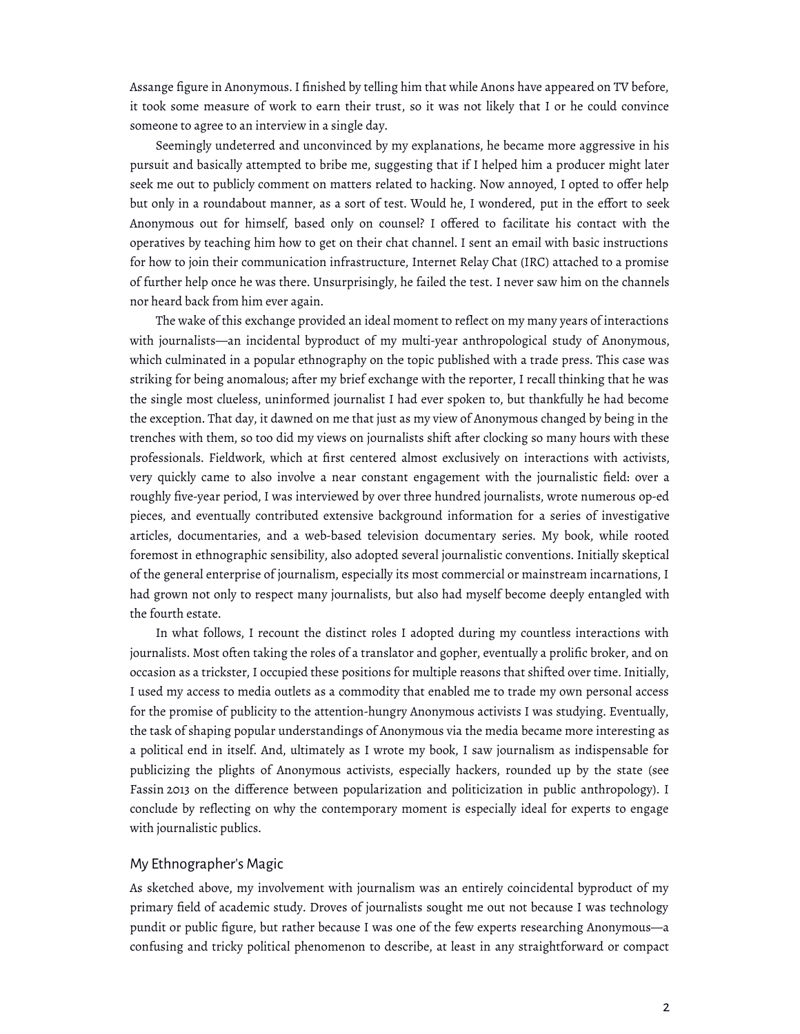Assange figure in Anonymous. I finished by telling him that while Anons have appeared on TV before, it took some measure of work to earn their trust, so it was not likely that I or he could convince someone to agree to an interview in a single day.

Seemingly undeterred and unconvinced by my explanations, he became more aggressive in his pursuit and basically attempted to bribe me, suggesting that if I helped him a producer might later seek me out to publicly comment on matters related to hacking. Now annoyed, I opted to offer help but only in a roundabout manner, as a sort of test. Would he, I wondered, put in the effort to seek Anonymous out for himself, based only on counsel? I offered to facilitate his contact with the operatives by teaching him how to get on their chat channel. I sent an email with basic instructions for how to join their communication infrastructure, Internet Relay Chat (IRC) attached to a promise of further help once he was there. Unsurprisingly, he failed the test. I never saw him on the channels nor heard back from him ever again.

The wake of this exchange provided an ideal moment to reflect on my many years of interactions with journalists—an incidental byproduct of my multi-year anthropological study of Anonymous, which culminated in a popular ethnography on the topic published with a trade press. This case was striking for being anomalous; after my brief exchange with the reporter, I recall thinking that he was the single most clueless, uninformed journalist I had ever spoken to, but thankfully he had become the exception. That day, it dawned on me that just as my view of Anonymous changed by being in the trenches with them, so too did my views on journalists shift after clocking so many hours with these professionals. Fieldwork, which at first centered almost exclusively on interactions with activists, very quickly came to also involve a near constant engagement with the journalistic field: over a roughly five-year period, I was interviewed by over three hundred journalists, wrote numerous op-ed pieces, and eventually contributed extensive background information for a series of investigative articles, documentaries, and a web-based television documentary series. My book, while rooted foremost in ethnographic sensibility, also adopted several journalistic conventions. Initially skeptical of the general enterprise of journalism, especially its most commercial or mainstream incarnations, I had grown not only to respect many journalists, but also had myself become deeply entangled with the fourth estate.

In what follows, I recount the distinct roles I adopted during my countless interactions with journalists. Most often taking the roles of a translator and gopher, eventually a prolific broker, and on occasion as a trickster, I occupied these positions for multiple reasons that shifted over time. Initially, I used my access to media outlets as a commodity that enabled me to trade my own personal access for the promise of publicity to the attention-hungry Anonymous activists I was studying. Eventually, the task of shaping popular understandings of Anonymous via the media became more interesting as a political end in itself. And, ultimately as I wrote my book, I saw journalism as indispensable for publicizing the plights of Anonymous activists, especially hackers, rounded up by the state (see Fassin 2013 on the difference between popularization and politicization in public anthropology). I conclude by reflecting on why the contemporary moment is especially ideal for experts to engage with journalistic publics.

## My Ethnographer's Magic

As sketched above, my involvement with journalism was an entirely coincidental byproduct of my primary field of academic study. Droves of journalists sought me out not because I was technology pundit or public figure, but rather because I was one of the few experts researching Anonymous—a confusing and tricky political phenomenon to describe, at least in any straightforward or compact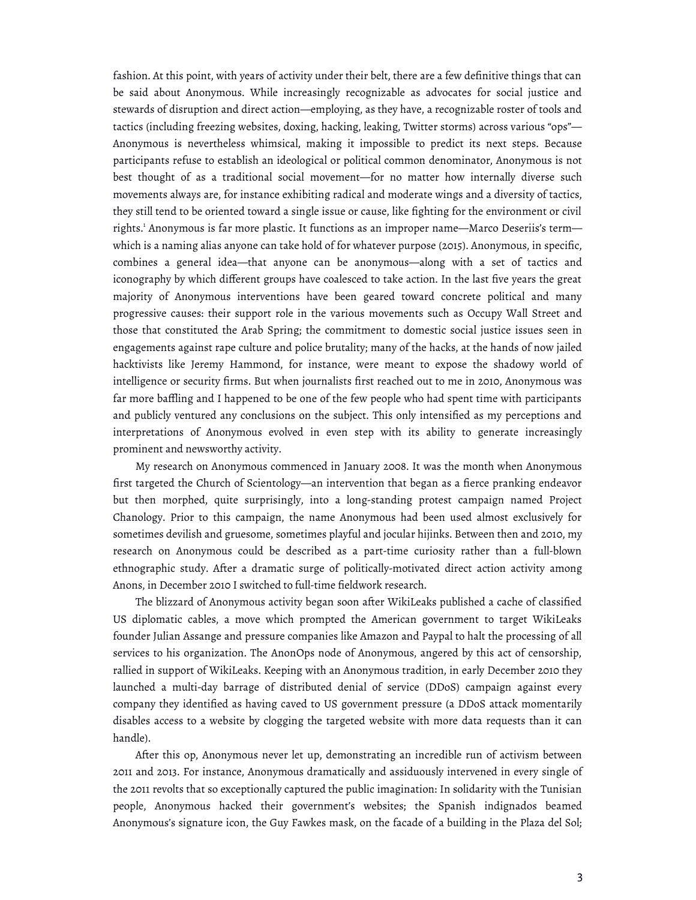fashion. At this point, with years of activity under their belt, there are a few definitive things that can be said about Anonymous. While increasingly recognizable as advocates for social justice and stewards of disruption and direct action—employing, as they have, a recognizable roster of tools and tactics (including freezing websites, doxing, hacking, leaking, Twitter storms) across various "ops"—Anonymous is nevertheless whimsical, making it impossible to predict its next steps. Because participants refuse to establish an ideological or political common denominator, Anonymous is not best thought of as a traditional social movement—for no matter how internally diverse such movements always are, for instance exhibiting radical and moderate wings and a diversity of tactics, they still tend to be oriented toward a single issue or cause, like fighting for the environment or civil rights.[1] Anonymous is far more plastic. It functions as an improper name—Marco Deseriis's term—which is a naming alias anyone can take hold of for whatever purpose (2015). Anonymous, in specific, combines a general idea—that anyone can be anonymous—along with a set of tactics and iconography by which different groups have coalesced to take action. In the last five years the great majority of Anonymous interventions have been geared toward concrete political and many progressive causes: their support role in the various movements such as Occupy Wall Street and those that constituted the Arab Spring; the commitment to domestic social justice issues seen in engagements against rape culture and police brutality; many of the hacks, at the hands of now jailed hacktivists like Jeremy Hammond, for instance, were meant to expose the shadowy world of intelligence or security firms. But when journalists first reached out to me in 2010, Anonymous was far more baffling and I happened to be one of the few people who had spent time with participants and publicly ventured any conclusions on the subject. This only intensified as my perceptions and interpretations of Anonymous evolved in even step with its ability to generate increasingly prominent and newsworthy activity.

My research on Anonymous commenced in January 2008. It was the month when Anonymous first targeted the Church of Scientology—an intervention that began as a fierce pranking endeavor but then morphed, quite surprisingly, into a long-standing protest campaign named Project Chanology. Prior to this campaign, the name Anonymous had been used almost exclusively for sometimes devilish and gruesome, sometimes playful and jocular hijinks. Between then and 2010, my research on Anonymous could be described as a part-time curiosity rather than a full-blown ethnographic study. After a dramatic surge of politically-motivated direct action activity among Anons, in December 2010 I switched to full-time fieldwork research.

The blizzard of Anonymous activity began soon after WikiLeaks published a cache of classified US diplomatic cables, a move which prompted the American government to target WikiLeaks founder Julian Assange and pressure companies like Amazon and Paypal to halt the processing of all services to his organization. The AnonOps node of Anonymous, angered by this act of censorship, rallied in support of WikiLeaks. Keeping with an Anonymous tradition, in early December 2010 they launched a multi-day barrage of distributed denial of service (DDoS) campaign against every company they identified as having caved to US government pressure (a DDoS attack momentarily disables access to a website by clogging the targeted website with more data requests than it can handle).

After this op, Anonymous never let up, demonstrating an incredible run of activism between 2011 and 2013. For instance, Anonymous dramatically and assiduously intervened in every single of the 2011 revolts that so exceptionally captured the public imagination: In solidarity with the Tunisian people, Anonymous hacked their government's websites; the Spanish indignados beamed Anonymous's signature icon, the Guy Fawkes mask, on the facade of a building in the Plaza del Sol;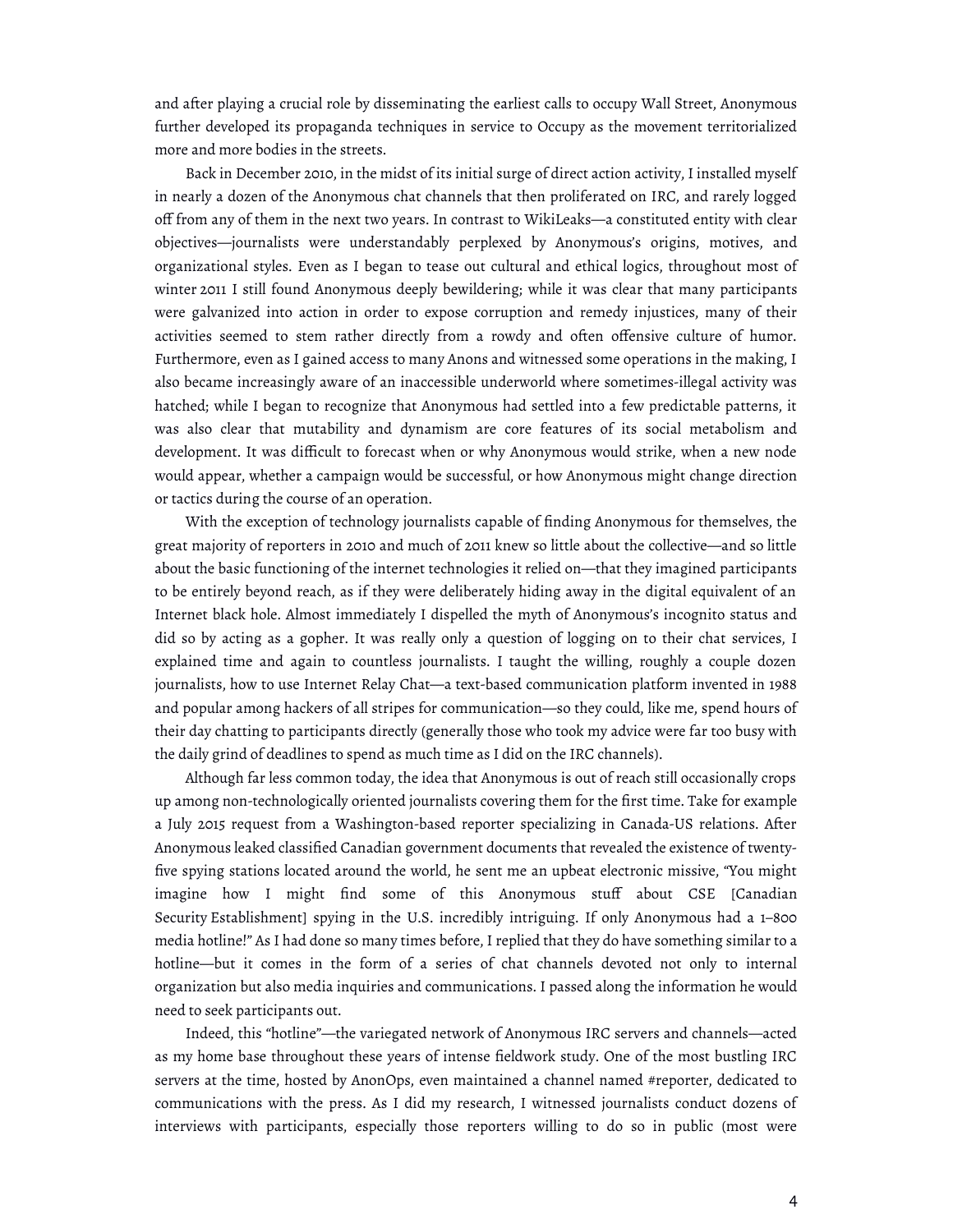and after playing a crucial role by disseminating the earliest calls to occupy Wall Street, Anonymous further developed its propaganda techniques in service to Occupy as the movement territorialized more and more bodies in the streets.

Back in December 2010, in the midst of its initial surge of direct action activity, I installed myself in nearly a dozen of the Anonymous chat channels that then proliferated on IRC, and rarely logged off from any of them in the next two years. In contrast to WikiLeaks—a constituted entity with clear objectives—journalists were understandably perplexed by Anonymous's origins, motives, and organizational styles. Even as I began to tease out cultural and ethical logics, throughout most of winter 2011 I still found Anonymous deeply bewildering; while it was clear that many participants were galvanized into action in order to expose corruption and remedy injustices, many of their activities seemed to stem rather directly from a rowdy and often offensive culture of humor. Furthermore, even as I gained access to many Anons and witnessed some operations in the making, I also became increasingly aware of an inaccessible underworld where sometimes-illegal activity was hatched; while I began to recognize that Anonymous had settled into a few predictable patterns, it was also clear that mutability and dynamism are core features of its social metabolism and development. It was difficult to forecast when or why Anonymous would strike, when a new node would appear, whether a campaign would be successful, or how Anonymous might change direction or tactics during the course of an operation.

With the exception of technology journalists capable of finding Anonymous for themselves, the great majority of reporters in 2010 and much of 2011 knew so little about the collective—and so little about the basic functioning of the internet technologies it relied on—that they imagined participants to be entirely beyond reach, as if they were deliberately hiding away in the digital equivalent of an Internet black hole. Almost immediately I dispelled the myth of Anonymous's incognito status and did so by acting as a gopher. It was really only a question of logging on to their chat services, I explained time and again to countless journalists. I taught the willing, roughly a couple dozen journalists, how to use Internet Relay Chat—a text-based communication platform invented in 1988 and popular among hackers of all stripes for communication—so they could, like me, spend hours of their day chatting to participants directly (generally those who took my advice were far too busy with the daily grind of deadlines to spend as much time as I did on the IRC channels).

Although far less common today, the idea that Anonymous is out of reach still occasionally crops up among non-technologically oriented journalists covering them for the first time. Take for example a July 2015 request from a Washington-based reporter specializing in Canada-US relations. After Anonymous leaked classified Canadian government documents that revealed the existence of twenty-five spying stations located around the world, he sent me an upbeat electronic missive, "You might imagine how I might find some of this Anonymous stuff about CSE [Canadian Security Establishment] spying in the U.S. incredibly intriguing. If only Anonymous had a 1–800 media hotline!" As I had done so many times before, I replied that they do have something similar to a hotline—but it comes in the form of a series of chat channels devoted not only to internal organization but also media inquiries and communications. I passed along the information he would need to seek participants out.

Indeed, this "hotline"—the variegated network of Anonymous IRC servers and channels—acted as my home base throughout these years of intense fieldwork study. One of the most bustling IRC servers at the time, hosted by AnonOps, even maintained a channel named #reporter, dedicated to communications with the press. As I did my research, I witnessed journalists conduct dozens of interviews with participants, especially those reporters willing to do so in public (most were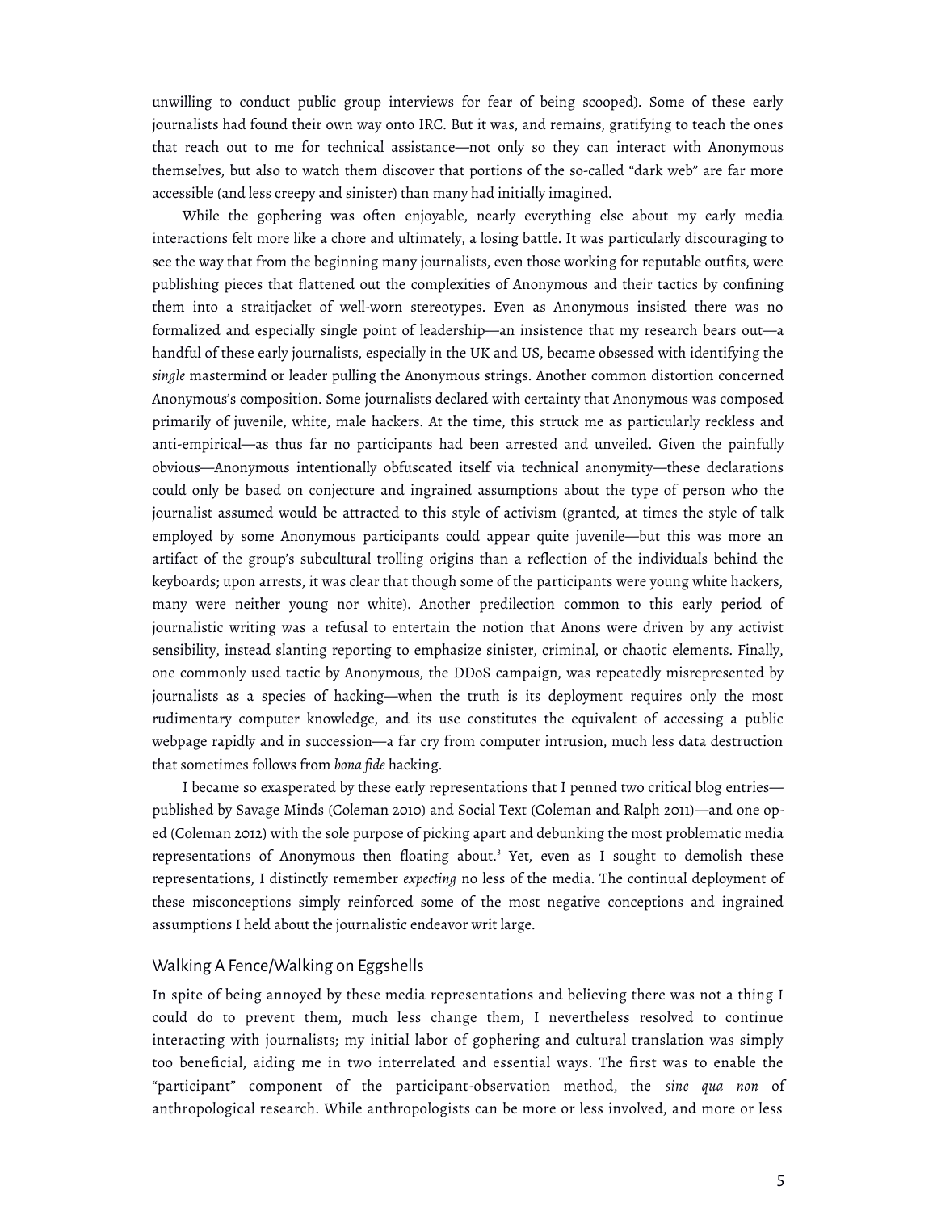unwilling to conduct public group interviews for fear of being scooped). Some of these early journalists had found their own way onto IRC. But it was, and remains, gratifying to teach the ones that reach out to me for technical assistance—not only so they can interact with Anonymous themselves, but also to watch them discover that portions of the so-called "dark web" are far more accessible (and less creepy and sinister) than many had initially imagined.

While the gophering was often enjoyable, nearly everything else about my early media interactions felt more like a chore and ultimately, a losing battle. It was particularly discouraging to see the way that from the beginning many journalists, even those working for reputable outfits, were publishing pieces that flattened out the complexities of Anonymous and their tactics by confining them into a straitjacket of well-worn stereotypes. Even as Anonymous insisted there was no formalized and especially single point of leadership—an insistence that my research bears out—a handful of these early journalists, especially in the UK and US, became obsessed with identifying the *single* mastermind or leader pulling the Anonymous strings. Another common distortion concerned Anonymous's composition. Some journalists declared with certainty that Anonymous was composed primarily of juvenile, white, male hackers. At the time, this struck me as particularly reckless and anti-empirical—as thus far no participants had been arrested and unveiled. Given the painfully obvious—Anonymous intentionally obfuscated itself via technical anonymity—these declarations could only be based on conjecture and ingrained assumptions about the type of person who the journalist assumed would be attracted to this style of activism (granted, at times the style of talk employed by some Anonymous participants could appear quite juvenile—but this was more an artifact of the group's subcultural trolling origins than a reflection of the individuals behind the keyboards; upon arrests, it was clear that though some of the participants were young white hackers, many were neither young nor white). Another predilection common to this early period of journalistic writing was a refusal to entertain the notion that Anons were driven by any activist sensibility, instead slanting reporting to emphasize sinister, criminal, or chaotic elements. Finally, one commonly used tactic by Anonymous, the DDoS campaign, was repeatedly misrepresented by journalists as a species of hacking—when the truth is its deployment requires only the most rudimentary computer knowledge, and its use constitutes the equivalent of accessing a public webpage rapidly and in succession—a far cry from computer intrusion, much less data destruction that sometimes follows from *bona fide* hacking.

I became so exasperated by these early representations that I penned two critical blog entries—published by Savage Minds (Coleman 2010) and Social Text (Coleman and Ralph 2011)—and one op-ed (Coleman 2012) with the sole purpose of picking apart and debunking the most problematic media representations of Anonymous then floating about.[3] Yet, even as I sought to demolish these representations, I distinctly remember *expecting* no less of the media. The continual deployment of these misconceptions simply reinforced some of the most negative conceptions and ingrained assumptions I held about the journalistic endeavor writ large.

## Walking A Fence/Walking on Eggshells

In spite of being annoyed by these media representations and believing there was not a thing I could do to prevent them, much less change them, I nevertheless resolved to continue interacting with journalists; my initial labor of gophering and cultural translation was simply too beneficial, aiding me in two interrelated and essential ways. The first was to enable the "participant" component of the participant-observation method, the *sine qua non* of anthropological research. While anthropologists can be more or less involved, and more or less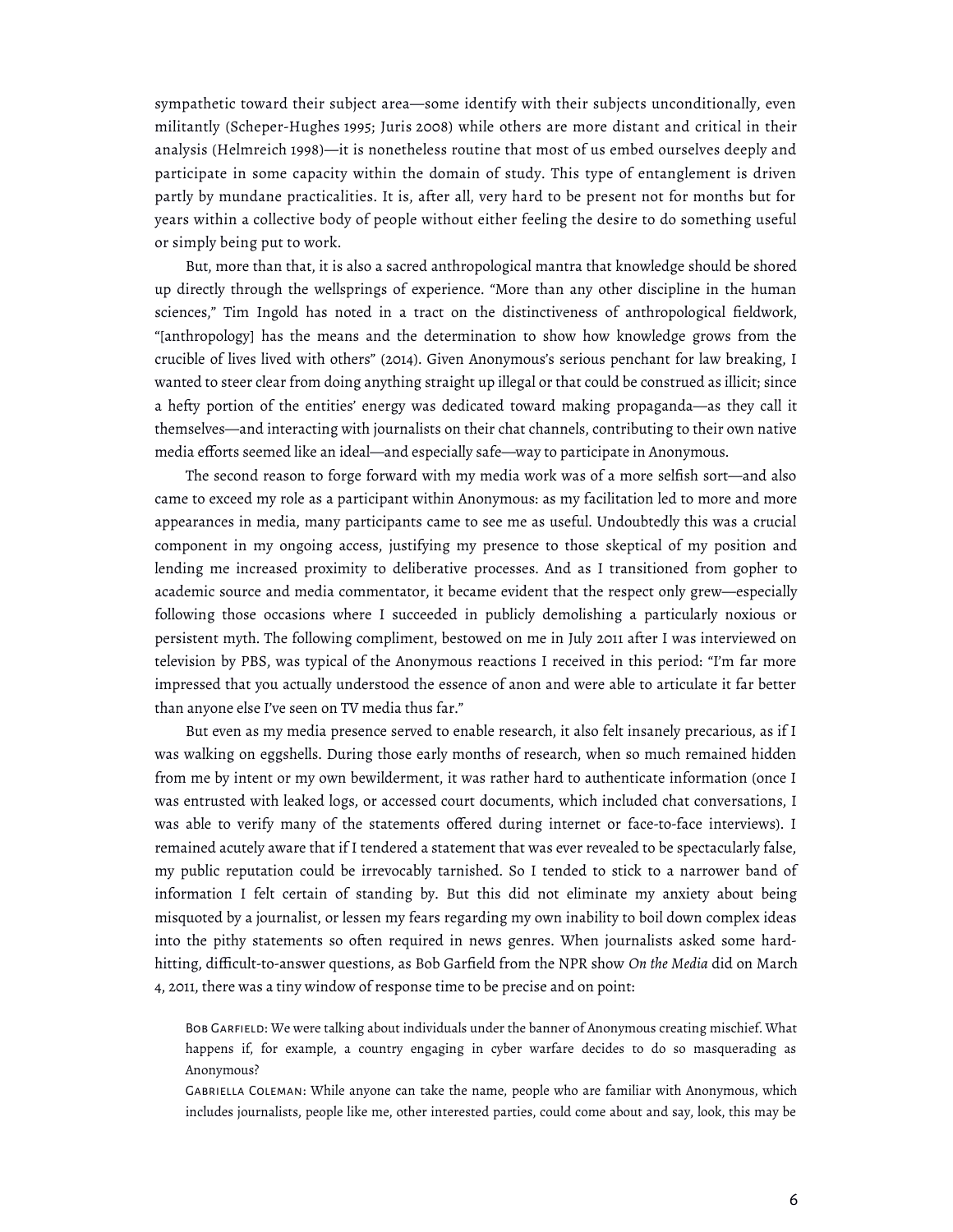sympathetic toward their subject area—some identify with their subjects unconditionally, even militantly (Scheper-Hughes 1995; Juris 2008) while others are more distant and critical in their analysis (Helmreich 1998)—it is nonetheless routine that most of us embed ourselves deeply and participate in some capacity within the domain of study. This type of entanglement is driven partly by mundane practicalities. It is, after all, very hard to be present not for months but for years within a collective body of people without either feeling the desire to do something useful or simply being put to work.

But, more than that, it is also a sacred anthropological mantra that knowledge should be shored up directly through the wellsprings of experience. "More than any other discipline in the human sciences," Tim Ingold has noted in a tract on the distinctiveness of anthropological fieldwork, "[anthropology] has the means and the determination to show how knowledge grows from the crucible of lives lived with others" (2014). Given Anonymous's serious penchant for law breaking, I wanted to steer clear from doing anything straight up illegal or that could be construed as illicit; since a hefty portion of the entities' energy was dedicated toward making propaganda—as they call it themselves—and interacting with journalists on their chat channels, contributing to their own native media efforts seemed like an ideal—and especially safe—way to participate in Anonymous.

The second reason to forge forward with my media work was of a more selfish sort—and also came to exceed my role as a participant within Anonymous: as my facilitation led to more and more appearances in media, many participants came to see me as useful. Undoubtedly this was a crucial component in my ongoing access, justifying my presence to those skeptical of my position and lending me increased proximity to deliberative processes. And as I transitioned from gopher to academic source and media commentator, it became evident that the respect only grew—especially following those occasions where I succeeded in publicly demolishing a particularly noxious or persistent myth. The following compliment, bestowed on me in July 2011 after I was interviewed on television by PBS, was typical of the Anonymous reactions I received in this period: "I'm far more impressed that you actually understood the essence of anon and were able to articulate it far better than anyone else I've seen on TV media thus far."

But even as my media presence served to enable research, it also felt insanely precarious, as if I was walking on eggshells. During those early months of research, when so much remained hidden from me by intent or my own bewilderment, it was rather hard to authenticate information (once I was entrusted with leaked logs, or accessed court documents, which included chat conversations, I was able to verify many of the statements offered during internet or face-to-face interviews). I remained acutely aware that if I tendered a statement that was ever revealed to be spectacularly false, my public reputation could be irrevocably tarnished. So I tended to stick to a narrower band of information I felt certain of standing by. But this did not eliminate my anxiety about being misquoted by a journalist, or lessen my fears regarding my own inability to boil down complex ideas into the pithy statements so often required in news genres. When journalists asked some hard-hitting, difficult-to-answer questions, as Bob Garfield from the NPR show *On the Media* did on March 4, 2011, there was a tiny window of response time to be precise and on point:

> Bob Garfield: We were talking about individuals under the banner of Anonymous creating mischief. What happens if, for example, a country engaging in cyber warfare decides to do so masquerading as Anonymous?
>
> Gabriella Coleman: While anyone can take the name, people who are familiar with Anonymous, which includes journalists, people like me, other interested parties, could come about and say, look, this may be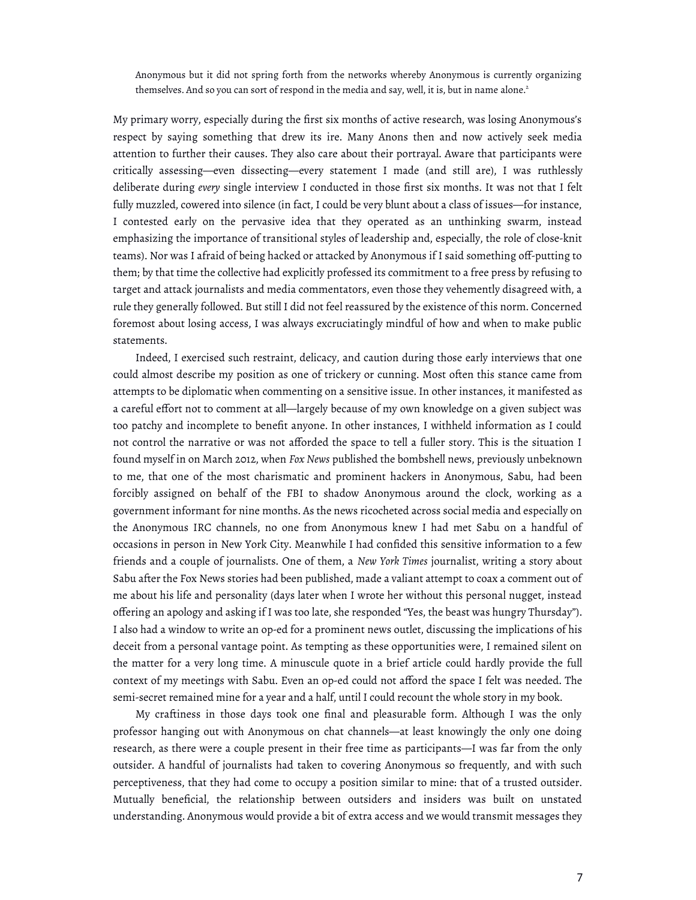> Anonymous but it did not spring forth from the networks whereby Anonymous is currently organizing themselves. And so you can sort of respond in the media and say, well, it is, but in name alone.[2]

My primary worry, especially during the first six months of active research, was losing Anonymous's respect by saying something that drew its ire. Many Anons then and now actively seek media attention to further their causes. They also care about their portrayal. Aware that participants were critically assessing—even dissecting—every statement I made (and still are), I was ruthlessly deliberate during *every* single interview I conducted in those first six months. It was not that I felt fully muzzled, cowered into silence (in fact, I could be very blunt about a class of issues—for instance, I contested early on the pervasive idea that they operated as an unthinking swarm, instead emphasizing the importance of transitional styles of leadership and, especially, the role of close-knit teams). Nor was I afraid of being hacked or attacked by Anonymous if I said something off-putting to them; by that time the collective had explicitly professed its commitment to a free press by refusing to target and attack journalists and media commentators, even those they vehemently disagreed with, a rule they generally followed. But still I did not feel reassured by the existence of this norm. Concerned foremost about losing access, I was always excruciatingly mindful of how and when to make public statements.

Indeed, I exercised such restraint, delicacy, and caution during those early interviews that one could almost describe my position as one of trickery or cunning. Most often this stance came from attempts to be diplomatic when commenting on a sensitive issue. In other instances, it manifested as a careful effort not to comment at all—largely because of my own knowledge on a given subject was too patchy and incomplete to benefit anyone. In other instances, I withheld information as I could not control the narrative or was not afforded the space to tell a fuller story. This is the situation I found myself in on March 2012, when *Fox News* published the bombshell news, previously unbeknown to me, that one of the most charismatic and prominent hackers in Anonymous, Sabu, had been forcibly assigned on behalf of the FBI to shadow Anonymous around the clock, working as a government informant for nine months. As the news ricocheted across social media and especially on the Anonymous IRC channels, no one from Anonymous knew I had met Sabu on a handful of occasions in person in New York City. Meanwhile I had confided this sensitive information to a few friends and a couple of journalists. One of them, a *New York Times* journalist, writing a story about Sabu after the Fox News stories had been published, made a valiant attempt to coax a comment out of me about his life and personality (days later when I wrote her without this personal nugget, instead offering an apology and asking if I was too late, she responded "Yes, the beast was hungry Thursday"). I also had a window to write an op-ed for a prominent news outlet, discussing the implications of his deceit from a personal vantage point. As tempting as these opportunities were, I remained silent on the matter for a very long time. A minuscule quote in a brief article could hardly provide the full context of my meetings with Sabu. Even an op-ed could not afford the space I felt was needed. The semi-secret remained mine for a year and a half, until I could recount the whole story in my book.

My craftiness in those days took one final and pleasurable form. Although I was the only professor hanging out with Anonymous on chat channels—at least knowingly the only one doing research, as there were a couple present in their free time as participants—I was far from the only outsider. A handful of journalists had taken to covering Anonymous so frequently, and with such perceptiveness, that they had come to occupy a position similar to mine: that of a trusted outsider. Mutually beneficial, the relationship between outsiders and insiders was built on unstated understanding. Anonymous would provide a bit of extra access and we would transmit messages they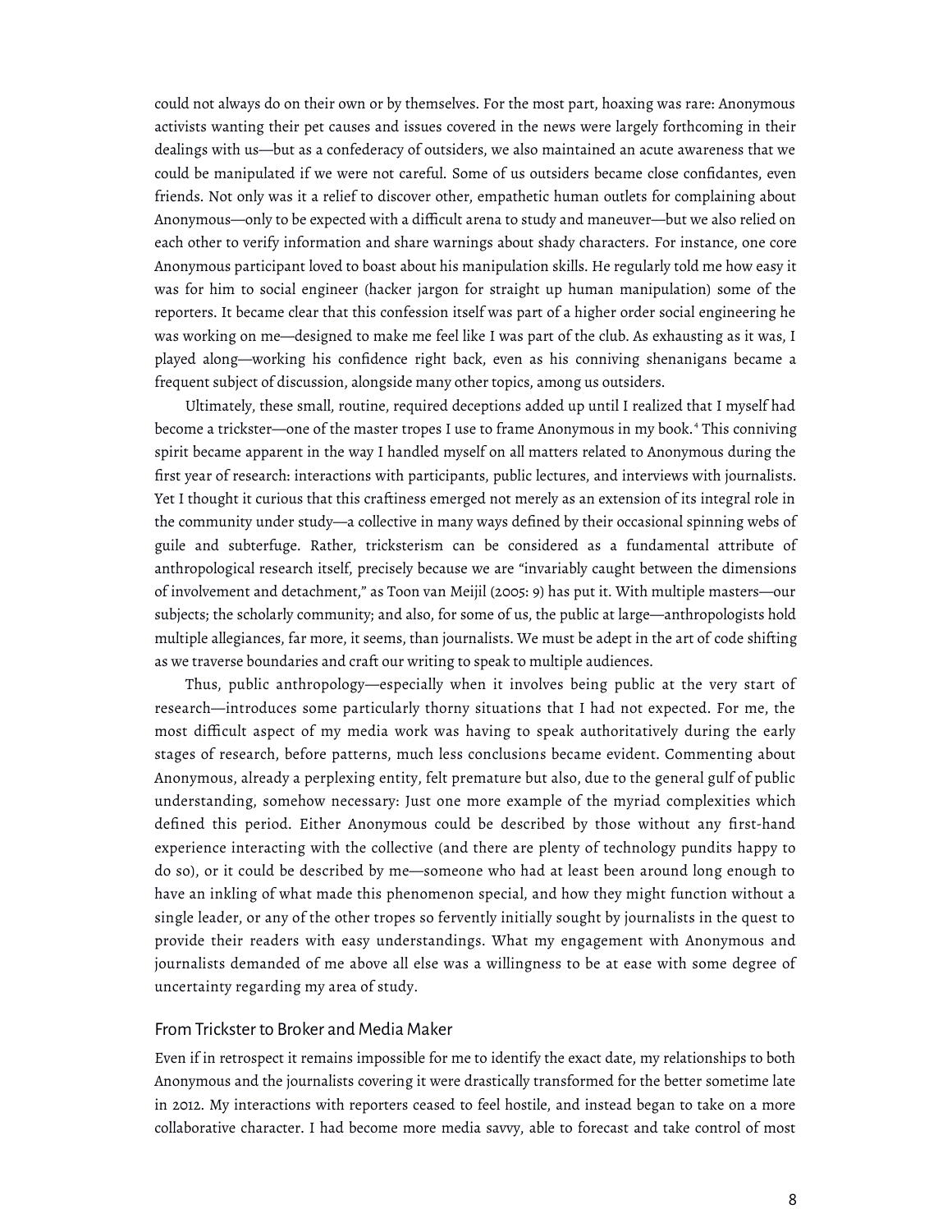could not always do on their own or by themselves. For the most part, hoaxing was rare: Anonymous activists wanting their pet causes and issues covered in the news were largely forthcoming in their dealings with us—but as a confederacy of outsiders, we also maintained an acute awareness that we could be manipulated if we were not careful. Some of us outsiders became close confidantes, even friends. Not only was it a relief to discover other, empathetic human outlets for complaining about Anonymous—only to be expected with a difficult arena to study and maneuver—but we also relied on each other to verify information and share warnings about shady characters. For instance, one core Anonymous participant loved to boast about his manipulation skills. He regularly told me how easy it was for him to social engineer (hacker jargon for straight up human manipulation) some of the reporters. It became clear that this confession itself was part of a higher order social engineering he was working on me—designed to make me feel like I was part of the club. As exhausting as it was, I played along—working his confidence right back, even as his conniving shenanigans became a frequent subject of discussion, alongside many other topics, among us outsiders.

Ultimately, these small, routine, required deceptions added up until I realized that I myself had become a trickster—one of the master tropes I use to frame Anonymous in my book.[4] This conniving spirit became apparent in the way I handled myself on all matters related to Anonymous during the first year of research: interactions with participants, public lectures, and interviews with journalists. Yet I thought it curious that this craftiness emerged not merely as an extension of its integral role in the community under study—a collective in many ways defined by their occasional spinning webs of guile and subterfuge. Rather, tricksterism can be considered as a fundamental attribute of anthropological research itself, precisely because we are "invariably caught between the dimensions of involvement and detachment," as Toon van Meijil (2005: 9) has put it. With multiple masters—our subjects; the scholarly community; and also, for some of us, the public at large—anthropologists hold multiple allegiances, far more, it seems, than journalists. We must be adept in the art of code shifting as we traverse boundaries and craft our writing to speak to multiple audiences.

Thus, public anthropology—especially when it involves being public at the very start of research—introduces some particularly thorny situations that I had not expected. For me, the most difficult aspect of my media work was having to speak authoritatively during the early stages of research, before patterns, much less conclusions became evident. Commenting about Anonymous, already a perplexing entity, felt premature but also, due to the general gulf of public understanding, somehow necessary: Just one more example of the myriad complexities which defined this period. Either Anonymous could be described by those without any first-hand experience interacting with the collective (and there are plenty of technology pundits happy to do so), or it could be described by me—someone who had at least been around long enough to have an inkling of what made this phenomenon special, and how they might function without a single leader, or any of the other tropes so fervently initially sought by journalists in the quest to provide their readers with easy understandings. What my engagement with Anonymous and journalists demanded of me above all else was a willingness to be at ease with some degree of uncertainty regarding my area of study.

## From Trickster to Broker and Media Maker

Even if in retrospect it remains impossible for me to identify the exact date, my relationships to both Anonymous and the journalists covering it were drastically transformed for the better sometime late in 2012. My interactions with reporters ceased to feel hostile, and instead began to take on a more collaborative character. I had become more media savvy, able to forecast and take control of most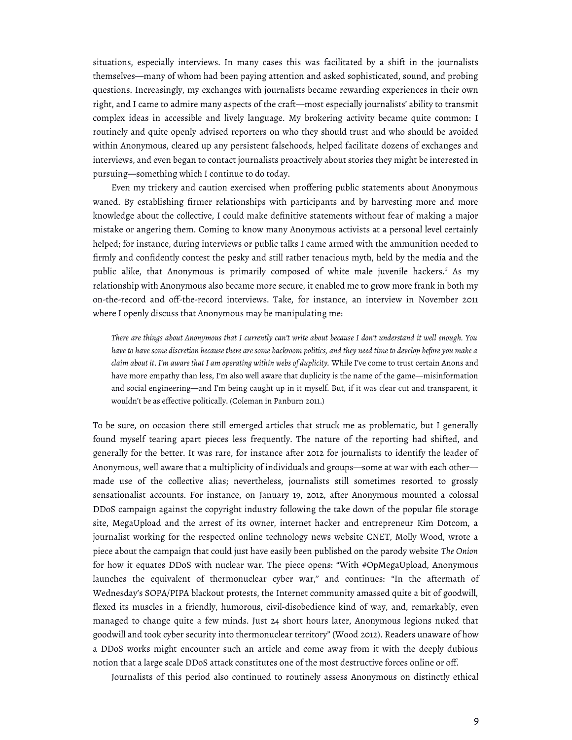situations, especially interviews. In many cases this was facilitated by a shift in the journalists themselves—many of whom had been paying attention and asked sophisticated, sound, and probing questions. Increasingly, my exchanges with journalists became rewarding experiences in their own right, and I came to admire many aspects of the craft—most especially journalists' ability to transmit complex ideas in accessible and lively language. My brokering activity became quite common: I routinely and quite openly advised reporters on who they should trust and who should be avoided within Anonymous, cleared up any persistent falsehoods, helped facilitate dozens of exchanges and interviews, and even began to contact journalists proactively about stories they might be interested in pursuing—something which I continue to do today.

Even my trickery and caution exercised when proffering public statements about Anonymous waned. By establishing firmer relationships with participants and by harvesting more and more knowledge about the collective, I could make definitive statements without fear of making a major mistake or angering them. Coming to know many Anonymous activists at a personal level certainly helped; for instance, during interviews or public talks I came armed with the ammunition needed to firmly and confidently contest the pesky and still rather tenacious myth, held by the media and the public alike, that Anonymous is primarily composed of white male juvenile hackers.[5] As my relationship with Anonymous also became more secure, it enabled me to grow more frank in both my on-the-record and off-the-record interviews. Take, for instance, an interview in November 2011 where I openly discuss that Anonymous may be manipulating me:

> *There are things about Anonymous that I currently can't write about because I don't understand it well enough. You have to have some discretion because there are some backroom politics, and they need time to develop before you make a claim about it. I'm aware that I am operating within webs of duplicity.* While I've come to trust certain Anons and have more empathy than less, I'm also well aware that duplicity is the name of the game—misinformation and social engineering—and I'm being caught up in it myself. But, if it was clear cut and transparent, it wouldn't be as effective politically. (Coleman in Panburn 2011.)

To be sure, on occasion there still emerged articles that struck me as problematic, but I generally found myself tearing apart pieces less frequently. The nature of the reporting had shifted, and generally for the better. It was rare, for instance after 2012 for journalists to identify the leader of Anonymous, well aware that a multiplicity of individuals and groups—some at war with each other—made use of the collective alias; nevertheless, journalists still sometimes resorted to grossly sensationalist accounts. For instance, on January 19, 2012, after Anonymous mounted a colossal DDoS campaign against the copyright industry following the take down of the popular file storage site, MegaUpload and the arrest of its owner, internet hacker and entrepreneur Kim Dotcom, a journalist working for the respected online technology news website CNET, Molly Wood, wrote a piece about the campaign that could just have easily been published on the parody website *The Onion* for how it equates DDoS with nuclear war. The piece opens: "With #OpMegaUpload, Anonymous launches the equivalent of thermonuclear cyber war," and continues: "In the aftermath of Wednesday's SOPA/PIPA blackout protests, the Internet community amassed quite a bit of goodwill, flexed its muscles in a friendly, humorous, civil-disobedience kind of way, and, remarkably, even managed to change quite a few minds. Just 24 short hours later, Anonymous legions nuked that goodwill and took cyber security into thermonuclear territory" (Wood 2012). Readers unaware of how a DDoS works might encounter such an article and come away from it with the deeply dubious notion that a large scale DDoS attack constitutes one of the most destructive forces online or off.

Journalists of this period also continued to routinely assess Anonymous on distinctly ethical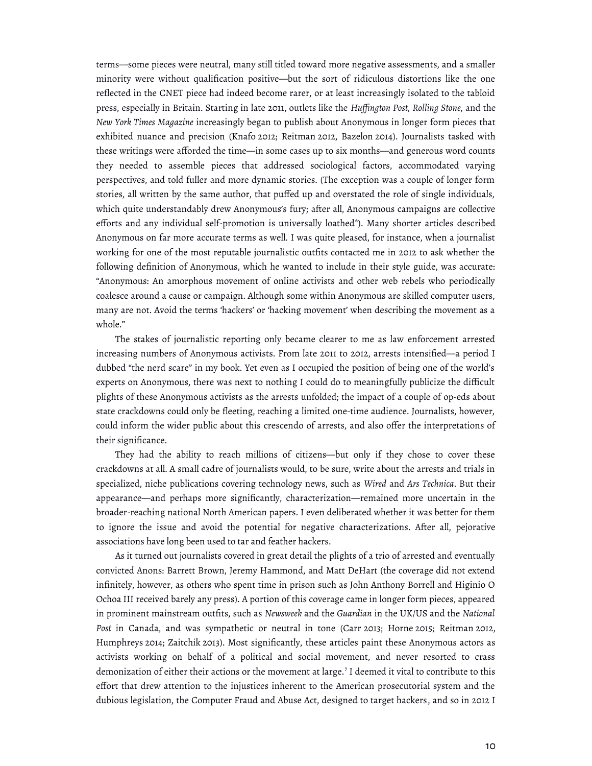terms—some pieces were neutral, many still titled toward more negative assessments, and a smaller minority were without qualification positive—but the sort of ridiculous distortions like the one reflected in the CNET piece had indeed become rarer, or at least increasingly isolated to the tabloid press, especially in Britain. Starting in late 2011, outlets like the *Huffington Post*, *Rolling Stone*, and the *New York Times Magazine* increasingly began to publish about Anonymous in longer form pieces that exhibited nuance and precision (Knafo 2012; Reitman 2012, Bazelon 2014). Journalists tasked with these writings were afforded the time—in some cases up to six months—and generous word counts they needed to assemble pieces that addressed sociological factors, accommodated varying perspectives, and told fuller and more dynamic stories. (The exception was a couple of longer form stories, all written by the same author, that puffed up and overstated the role of single individuals, which quite understandably drew Anonymous's fury; after all, Anonymous campaigns are collective efforts and any individual self-promotion is universally loathed[6]). Many shorter articles described Anonymous on far more accurate terms as well. I was quite pleased, for instance, when a journalist working for one of the most reputable journalistic outfits contacted me in 2012 to ask whether the following definition of Anonymous, which he wanted to include in their style guide, was accurate: "Anonymous: An amorphous movement of online activists and other web rebels who periodically coalesce around a cause or campaign. Although some within Anonymous are skilled computer users, many are not. Avoid the terms 'hackers' or 'hacking movement' when describing the movement as a whole."

The stakes of journalistic reporting only became clearer to me as law enforcement arrested increasing numbers of Anonymous activists. From late 2011 to 2012, arrests intensified—a period I dubbed "the nerd scare" in my book. Yet even as I occupied the position of being one of the world's experts on Anonymous, there was next to nothing I could do to meaningfully publicize the difficult plights of these Anonymous activists as the arrests unfolded; the impact of a couple of op-eds about state crackdowns could only be fleeting, reaching a limited one-time audience. Journalists, however, could inform the wider public about this crescendo of arrests, and also offer the interpretations of their significance.

They had the ability to reach millions of citizens—but only if they chose to cover these crackdowns at all. A small cadre of journalists would, to be sure, write about the arrests and trials in specialized, niche publications covering technology news, such as *Wired* and *Ars Technica*. But their appearance—and perhaps more significantly, characterization—remained more uncertain in the broader-reaching national North American papers. I even deliberated whether it was better for them to ignore the issue and avoid the potential for negative characterizations. After all, pejorative associations have long been used to tar and feather hackers.

As it turned out journalists covered in great detail the plights of a trio of arrested and eventually convicted Anons: Barrett Brown, Jeremy Hammond, and Matt DeHart (the coverage did not extend infinitely, however, as others who spent time in prison such as John Anthony Borrell and Higinio O Ochoa III received barely any press). A portion of this coverage came in longer form pieces, appeared in prominent mainstream outfits, such as *Newsweek* and the *Guardian* in the UK/US and the *National Post* in Canada, and was sympathetic or neutral in tone (Carr 2013; Horne 2015; Reitman 2012, Humphreys 2014; Zaitchik 2013). Most significantly, these articles paint these Anonymous actors as activists working on behalf of a political and social movement, and never resorted to crass demonization of either their actions or the movement at large.[7] I deemed it vital to contribute to this effort that drew attention to the injustices inherent to the American prosecutorial system and the dubious legislation, the Computer Fraud and Abuse Act, designed to target hackers, and so in 2012 I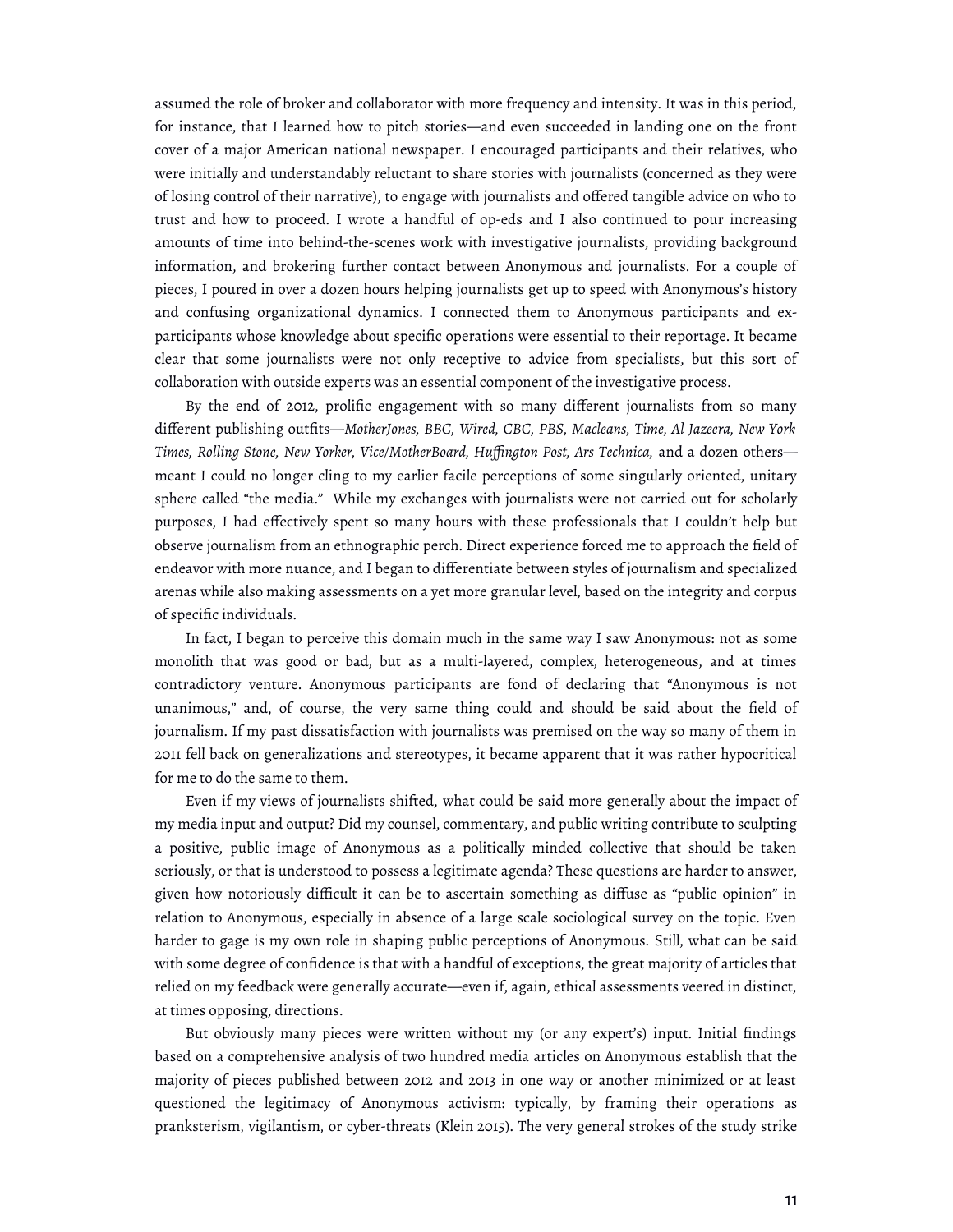assumed the role of broker and collaborator with more frequency and intensity. It was in this period, for instance, that I learned how to pitch stories—and even succeeded in landing one on the front cover of a major American national newspaper. I encouraged participants and their relatives, who were initially and understandably reluctant to share stories with journalists (concerned as they were of losing control of their narrative), to engage with journalists and offered tangible advice on who to trust and how to proceed. I wrote a handful of op-eds and I also continued to pour increasing amounts of time into behind-the-scenes work with investigative journalists, providing background information, and brokering further contact between Anonymous and journalists. For a couple of pieces, I poured in over a dozen hours helping journalists get up to speed with Anonymous's history and confusing organizational dynamics. I connected them to Anonymous participants and ex-participants whose knowledge about specific operations were essential to their reportage. It became clear that some journalists were not only receptive to advice from specialists, but this sort of collaboration with outside experts was an essential component of the investigative process.

By the end of 2012, prolific engagement with so many different journalists from so many different publishing outfits—*MotherJones, BBC, Wired, CBC, PBS, Macleans, Time, Al Jazeera, New York Times, Rolling Stone, New Yorker, Vice/MotherBoard, Huffington Post, Ars Technica,* and a dozen others—meant I could no longer cling to my earlier facile perceptions of some singularly oriented, unitary sphere called "the media." While my exchanges with journalists were not carried out for scholarly purposes, I had effectively spent so many hours with these professionals that I couldn't help but observe journalism from an ethnographic perch. Direct experience forced me to approach the field of endeavor with more nuance, and I began to differentiate between styles of journalism and specialized arenas while also making assessments on a yet more granular level, based on the integrity and corpus of specific individuals.

In fact, I began to perceive this domain much in the same way I saw Anonymous: not as some monolith that was good or bad, but as a multi-layered, complex, heterogeneous, and at times contradictory venture. Anonymous participants are fond of declaring that "Anonymous is not unanimous," and, of course, the very same thing could and should be said about the field of journalism. If my past dissatisfaction with journalists was premised on the way so many of them in 2011 fell back on generalizations and stereotypes, it became apparent that it was rather hypocritical for me to do the same to them.

Even if my views of journalists shifted, what could be said more generally about the impact of my media input and output? Did my counsel, commentary, and public writing contribute to sculpting a positive, public image of Anonymous as a politically minded collective that should be taken seriously, or that is understood to possess a legitimate agenda? These questions are harder to answer, given how notoriously difficult it can be to ascertain something as diffuse as "public opinion" in relation to Anonymous, especially in absence of a large scale sociological survey on the topic. Even harder to gage is my own role in shaping public perceptions of Anonymous. Still, what can be said with some degree of confidence is that with a handful of exceptions, the great majority of articles that relied on my feedback were generally accurate—even if, again, ethical assessments veered in distinct, at times opposing, directions.

But obviously many pieces were written without my (or any expert's) input. Initial findings based on a comprehensive analysis of two hundred media articles on Anonymous establish that the majority of pieces published between 2012 and 2013 in one way or another minimized or at least questioned the legitimacy of Anonymous activism: typically, by framing their operations as pranksterism, vigilantism, or cyber-threats (Klein 2015). The very general strokes of the study strike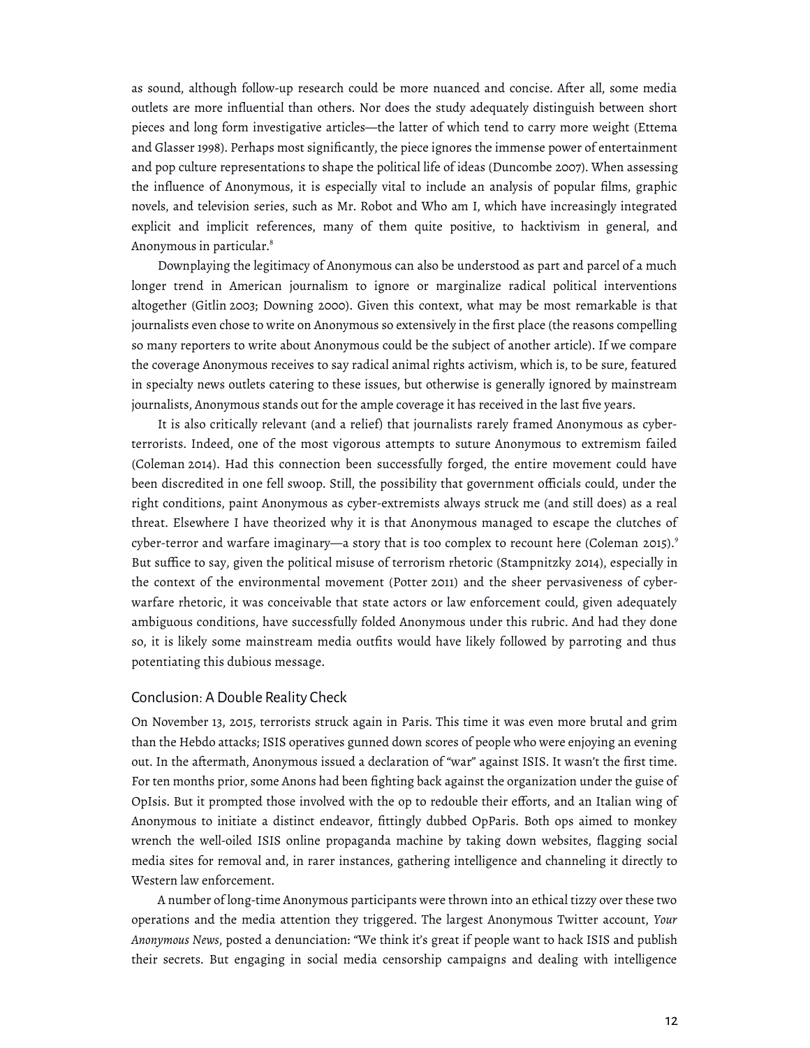as sound, although follow-up research could be more nuanced and concise. After all, some media outlets are more influential than others. Nor does the study adequately distinguish between short pieces and long form investigative articles—the latter of which tend to carry more weight (Ettema and Glasser 1998). Perhaps most significantly, the piece ignores the immense power of entertainment and pop culture representations to shape the political life of ideas (Duncombe 2007). When assessing the influence of Anonymous, it is especially vital to include an analysis of popular films, graphic novels, and television series, such as Mr. Robot and Who am I, which have increasingly integrated explicit and implicit references, many of them quite positive, to hacktivism in general, and Anonymous in particular.[8]

Downplaying the legitimacy of Anonymous can also be understood as part and parcel of a much longer trend in American journalism to ignore or marginalize radical political interventions altogether (Gitlin 2003; Downing 2000). Given this context, what may be most remarkable is that journalists even chose to write on Anonymous so extensively in the first place (the reasons compelling so many reporters to write about Anonymous could be the subject of another article). If we compare the coverage Anonymous receives to say radical animal rights activism, which is, to be sure, featured in specialty news outlets catering to these issues, but otherwise is generally ignored by mainstream journalists, Anonymous stands out for the ample coverage it has received in the last five years.

It is also critically relevant (and a relief) that journalists rarely framed Anonymous as cyber-terrorists. Indeed, one of the most vigorous attempts to suture Anonymous to extremism failed (Coleman 2014). Had this connection been successfully forged, the entire movement could have been discredited in one fell swoop. Still, the possibility that government officials could, under the right conditions, paint Anonymous as cyber-extremists always struck me (and still does) as a real threat. Elsewhere I have theorized why it is that Anonymous managed to escape the clutches of cyber-terror and warfare imaginary—a story that is too complex to recount here (Coleman 2015).[9] But suffice to say, given the political misuse of terrorism rhetoric (Stampnitzky 2014), especially in the context of the environmental movement (Potter 2011) and the sheer pervasiveness of cyber-warfare rhetoric, it was conceivable that state actors or law enforcement could, given adequately ambiguous conditions, have successfully folded Anonymous under this rubric. And had they done so, it is likely some mainstream media outfits would have likely followed by parroting and thus potentiating this dubious message.

## Conclusion: A Double Reality Check

On November 13, 2015, terrorists struck again in Paris. This time it was even more brutal and grim than the Hebdo attacks; ISIS operatives gunned down scores of people who were enjoying an evening out. In the aftermath, Anonymous issued a declaration of "war" against ISIS. It wasn't the first time. For ten months prior, some Anons had been fighting back against the organization under the guise of OpIsis. But it prompted those involved with the op to redouble their efforts, and an Italian wing of Anonymous to initiate a distinct endeavor, fittingly dubbed OpParis. Both ops aimed to monkey wrench the well-oiled ISIS online propaganda machine by taking down websites, flagging social media sites for removal and, in rarer instances, gathering intelligence and channeling it directly to Western law enforcement.

A number of long-time Anonymous participants were thrown into an ethical tizzy over these two operations and the media attention they triggered. The largest Anonymous Twitter account, *Your Anonymous News*, posted a denunciation: "We think it's great if people want to hack ISIS and publish their secrets. But engaging in social media censorship campaigns and dealing with intelligence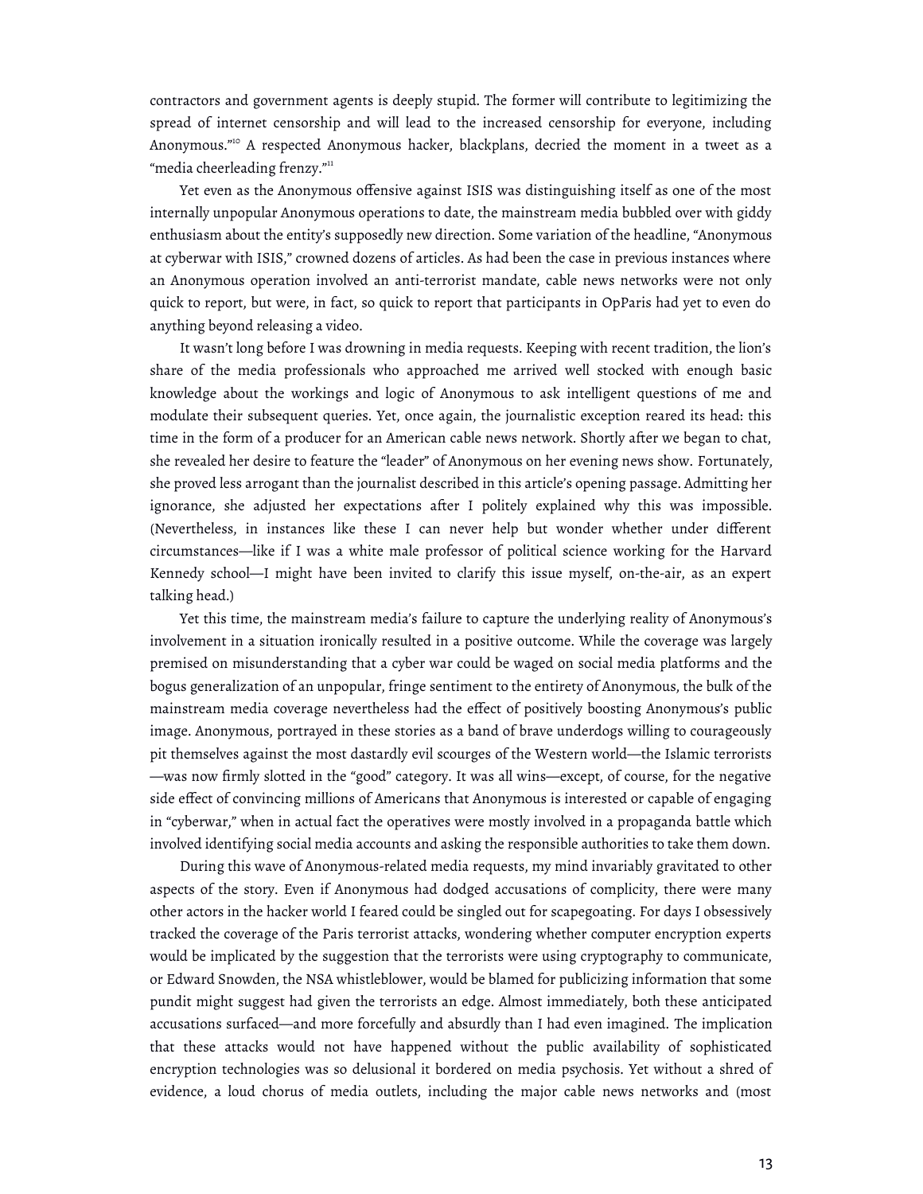contractors and government agents is deeply stupid. The former will contribute to legitimizing the spread of internet censorship and will lead to the increased censorship for everyone, including Anonymous."[10] A respected Anonymous hacker, blackplans, decried the moment in a tweet as a "media cheerleading frenzy."[11]

Yet even as the Anonymous offensive against ISIS was distinguishing itself as one of the most internally unpopular Anonymous operations to date, the mainstream media bubbled over with giddy enthusiasm about the entity's supposedly new direction. Some variation of the headline, "Anonymous at cyberwar with ISIS," crowned dozens of articles. As had been the case in previous instances where an Anonymous operation involved an anti-terrorist mandate, cable news networks were not only quick to report, but were, in fact, so quick to report that participants in OpParis had yet to even do anything beyond releasing a video.

It wasn't long before I was drowning in media requests. Keeping with recent tradition, the lion's share of the media professionals who approached me arrived well stocked with enough basic knowledge about the workings and logic of Anonymous to ask intelligent questions of me and modulate their subsequent queries. Yet, once again, the journalistic exception reared its head: this time in the form of a producer for an American cable news network. Shortly after we began to chat, she revealed her desire to feature the "leader" of Anonymous on her evening news show. Fortunately, she proved less arrogant than the journalist described in this article's opening passage. Admitting her ignorance, she adjusted her expectations after I politely explained why this was impossible. (Nevertheless, in instances like these I can never help but wonder whether under different circumstances—like if I was a white male professor of political science working for the Harvard Kennedy school—I might have been invited to clarify this issue myself, on-the-air, as an expert talking head.)

Yet this time, the mainstream media's failure to capture the underlying reality of Anonymous's involvement in a situation ironically resulted in a positive outcome. While the coverage was largely premised on misunderstanding that a cyber war could be waged on social media platforms and the bogus generalization of an unpopular, fringe sentiment to the entirety of Anonymous, the bulk of the mainstream media coverage nevertheless had the effect of positively boosting Anonymous's public image. Anonymous, portrayed in these stories as a band of brave underdogs willing to courageously pit themselves against the most dastardly evil scourges of the Western world—the Islamic terrorists—was now firmly slotted in the "good" category. It was all wins—except, of course, for the negative side effect of convincing millions of Americans that Anonymous is interested or capable of engaging in "cyberwar," when in actual fact the operatives were mostly involved in a propaganda battle which involved identifying social media accounts and asking the responsible authorities to take them down.

During this wave of Anonymous-related media requests, my mind invariably gravitated to other aspects of the story. Even if Anonymous had dodged accusations of complicity, there were many other actors in the hacker world I feared could be singled out for scapegoating. For days I obsessively tracked the coverage of the Paris terrorist attacks, wondering whether computer encryption experts would be implicated by the suggestion that the terrorists were using cryptography to communicate, or Edward Snowden, the NSA whistleblower, would be blamed for publicizing information that some pundit might suggest had given the terrorists an edge. Almost immediately, both these anticipated accusations surfaced—and more forcefully and absurdly than I had even imagined. The implication that these attacks would not have happened without the public availability of sophisticated encryption technologies was so delusional it bordered on media psychosis. Yet without a shred of evidence, a loud chorus of media outlets, including the major cable news networks and (most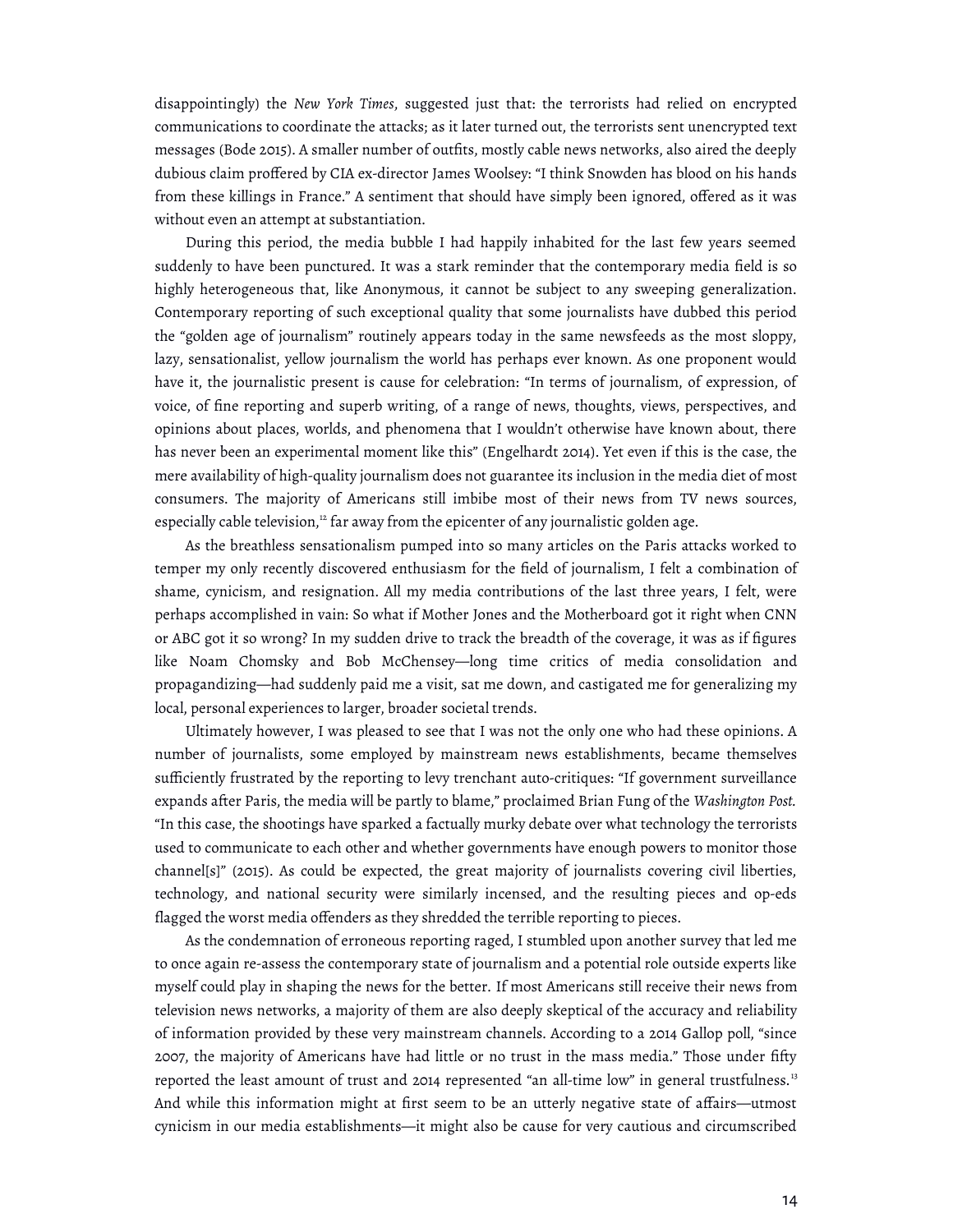disappointingly) the *New York Times*, suggested just that: the terrorists had relied on encrypted communications to coordinate the attacks; as it later turned out, the terrorists sent unencrypted text messages (Bode 2015). A smaller number of outfits, mostly cable news networks, also aired the deeply dubious claim proffered by CIA ex-director James Woolsey: "I think Snowden has blood on his hands from these killings in France." A sentiment that should have simply been ignored, offered as it was without even an attempt at substantiation.

During this period, the media bubble I had happily inhabited for the last few years seemed suddenly to have been punctured. It was a stark reminder that the contemporary media field is so highly heterogeneous that, like Anonymous, it cannot be subject to any sweeping generalization. Contemporary reporting of such exceptional quality that some journalists have dubbed this period the "golden age of journalism" routinely appears today in the same newsfeeds as the most sloppy, lazy, sensationalist, yellow journalism the world has perhaps ever known. As one proponent would have it, the journalistic present is cause for celebration: "In terms of journalism, of expression, of voice, of fine reporting and superb writing, of a range of news, thoughts, views, perspectives, and opinions about places, worlds, and phenomena that I wouldn't otherwise have known about, there has never been an experimental moment like this" (Engelhardt 2014). Yet even if this is the case, the mere availability of high-quality journalism does not guarantee its inclusion in the media diet of most consumers. The majority of Americans still imbibe most of their news from TV news sources, especially cable television,[12] far away from the epicenter of any journalistic golden age.

As the breathless sensationalism pumped into so many articles on the Paris attacks worked to temper my only recently discovered enthusiasm for the field of journalism, I felt a combination of shame, cynicism, and resignation. All my media contributions of the last three years, I felt, were perhaps accomplished in vain: So what if Mother Jones and the Motherboard got it right when CNN or ABC got it so wrong? In my sudden drive to track the breadth of the coverage, it was as if figures like Noam Chomsky and Bob McChensey—long time critics of media consolidation and propagandizing—had suddenly paid me a visit, sat me down, and castigated me for generalizing my local, personal experiences to larger, broader societal trends.

Ultimately however, I was pleased to see that I was not the only one who had these opinions. A number of journalists, some employed by mainstream news establishments, became themselves sufficiently frustrated by the reporting to levy trenchant auto-critiques: "If government surveillance expands after Paris, the media will be partly to blame," proclaimed Brian Fung of the *Washington Post.* "In this case, the shootings have sparked a factually murky debate over what technology the terrorists used to communicate to each other and whether governments have enough powers to monitor those channel[s]" (2015). As could be expected, the great majority of journalists covering civil liberties, technology, and national security were similarly incensed, and the resulting pieces and op-eds flagged the worst media offenders as they shredded the terrible reporting to pieces.

As the condemnation of erroneous reporting raged, I stumbled upon another survey that led me to once again re-assess the contemporary state of journalism and a potential role outside experts like myself could play in shaping the news for the better. If most Americans still receive their news from television news networks, a majority of them are also deeply skeptical of the accuracy and reliability of information provided by these very mainstream channels. According to a 2014 Gallop poll, "since 2007, the majority of Americans have had little or no trust in the mass media." Those under fifty reported the least amount of trust and 2014 represented "an all-time low" in general trustfulness.[13] And while this information might at first seem to be an utterly negative state of affairs—utmost cynicism in our media establishments—it might also be cause for very cautious and circumscribed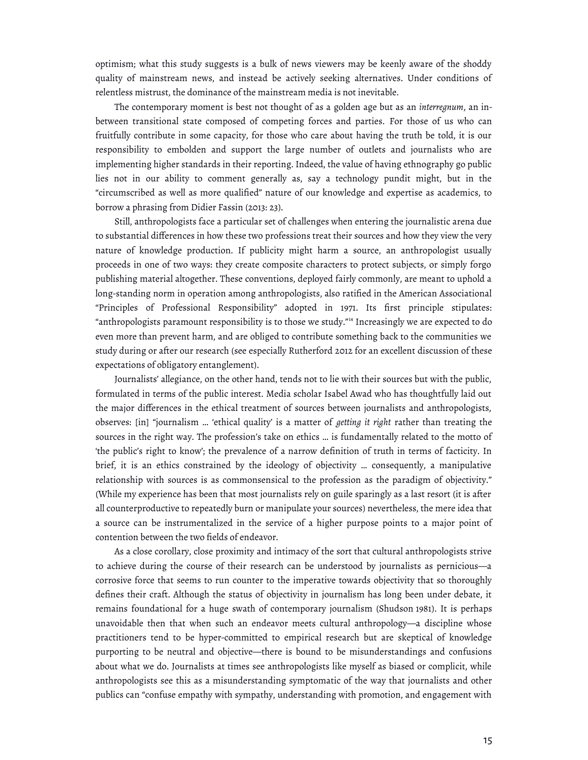optimism; what this study suggests is a bulk of news viewers may be keenly aware of the shoddy quality of mainstream news, and instead be actively seeking alternatives. Under conditions of relentless mistrust, the dominance of the mainstream media is not inevitable.

The contemporary moment is best not thought of as a golden age but as an *interregnum*, an in-between transitional state composed of competing forces and parties. For those of us who can fruitfully contribute in some capacity, for those who care about having the truth be told, it is our responsibility to embolden and support the large number of outlets and journalists who are implementing higher standards in their reporting. Indeed, the value of having ethnography go public lies not in our ability to comment generally as, say a technology pundit might, but in the "circumscribed as well as more qualified" nature of our knowledge and expertise as academics, to borrow a phrasing from Didier Fassin (2013: 23).

Still, anthropologists face a particular set of challenges when entering the journalistic arena due to substantial differences in how these two professions treat their sources and how they view the very nature of knowledge production. If publicity might harm a source, an anthropologist usually proceeds in one of two ways: they create composite characters to protect subjects, or simply forgo publishing material altogether. These conventions, deployed fairly commonly, are meant to uphold a long-standing norm in operation among anthropologists, also ratified in the American Associational "Principles of Professional Responsibility" adopted in 1971. Its first principle stipulates: "anthropologists paramount responsibility is to those we study."[14] Increasingly we are expected to do even more than prevent harm, and are obliged to contribute something back to the communities we study during or after our research (see especially Rutherford 2012 for an excellent discussion of these expectations of obligatory entanglement).

Journalists' allegiance, on the other hand, tends not to lie with their sources but with the public, formulated in terms of the public interest. Media scholar Isabel Awad who has thoughtfully laid out the major differences in the ethical treatment of sources between journalists and anthropologists, observes: [in] "journalism … 'ethical quality' is a matter of *getting it right* rather than treating the sources in the right way. The profession's take on ethics … is fundamentally related to the motto of 'the public's right to know'; the prevalence of a narrow definition of truth in terms of facticity. In brief, it is an ethics constrained by the ideology of objectivity … consequently, a manipulative relationship with sources is as commonsensical to the profession as the paradigm of objectivity." (While my experience has been that most journalists rely on guile sparingly as a last resort (it is after all counterproductive to repeatedly burn or manipulate your sources) nevertheless, the mere idea that a source can be instrumentalized in the service of a higher purpose points to a major point of contention between the two fields of endeavor.

As a close corollary, close proximity and intimacy of the sort that cultural anthropologists strive to achieve during the course of their research can be understood by journalists as pernicious—a corrosive force that seems to run counter to the imperative towards objectivity that so thoroughly defines their craft. Although the status of objectivity in journalism has long been under debate, it remains foundational for a huge swath of contemporary journalism (Shudson 1981). It is perhaps unavoidable then that when such an endeavor meets cultural anthropology—a discipline whose practitioners tend to be hyper-committed to empirical research but are skeptical of knowledge purporting to be neutral and objective—there is bound to be misunderstandings and confusions about what we do. Journalists at times see anthropologists like myself as biased or complicit, while anthropologists see this as a misunderstanding symptomatic of the way that journalists and other publics can "confuse empathy with sympathy, understanding with promotion, and engagement with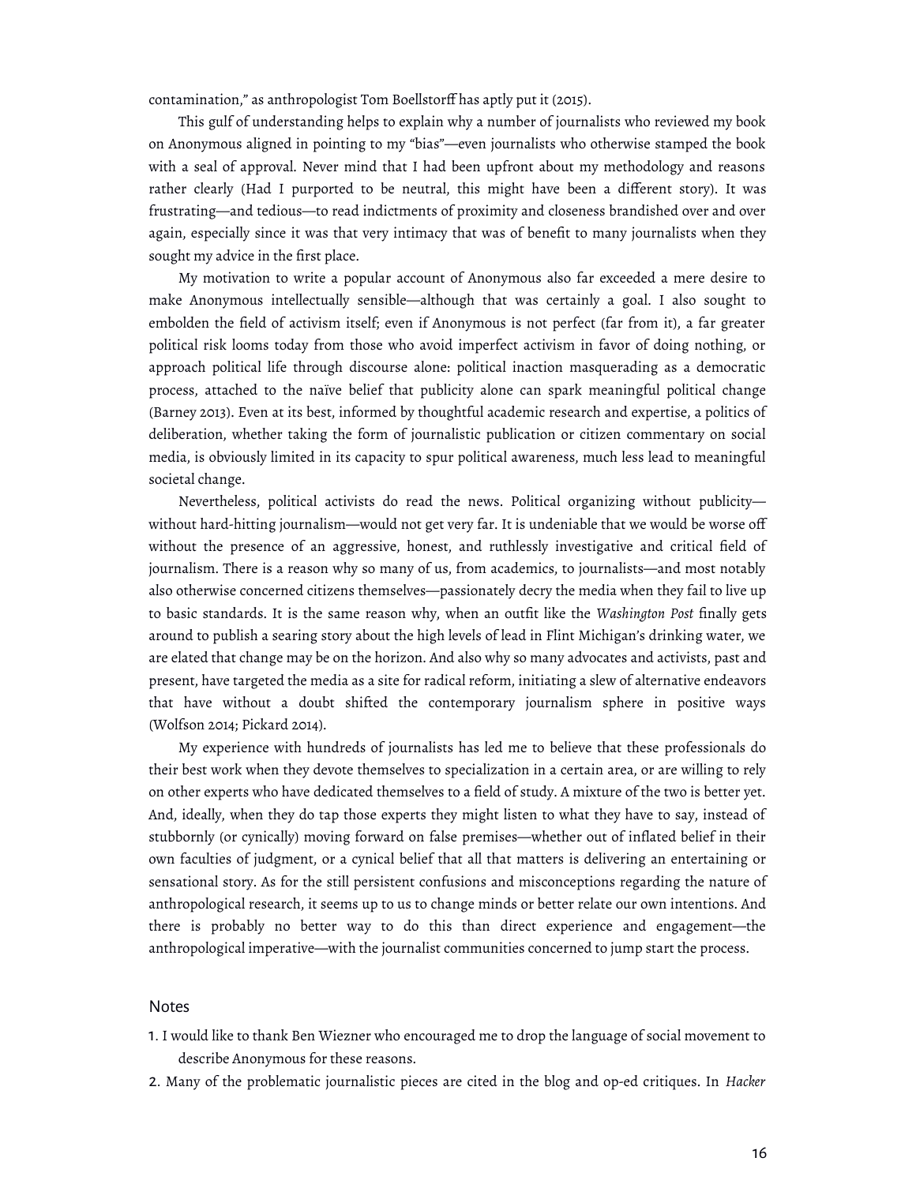contamination," as anthropologist Tom Boellstorff has aptly put it (2015).

This gulf of understanding helps to explain why a number of journalists who reviewed my book on Anonymous aligned in pointing to my "bias"—even journalists who otherwise stamped the book with a seal of approval. Never mind that I had been upfront about my methodology and reasons rather clearly (Had I purported to be neutral, this might have been a different story). It was frustrating—and tedious—to read indictments of proximity and closeness brandished over and over again, especially since it was that very intimacy that was of benefit to many journalists when they sought my advice in the first place.

My motivation to write a popular account of Anonymous also far exceeded a mere desire to make Anonymous intellectually sensible—although that was certainly a goal. I also sought to embolden the field of activism itself; even if Anonymous is not perfect (far from it), a far greater political risk looms today from those who avoid imperfect activism in favor of doing nothing, or approach political life through discourse alone: political inaction masquerading as a democratic process, attached to the naïve belief that publicity alone can spark meaningful political change (Barney 2013). Even at its best, informed by thoughtful academic research and expertise, a politics of deliberation, whether taking the form of journalistic publication or citizen commentary on social media, is obviously limited in its capacity to spur political awareness, much less lead to meaningful societal change.

Nevertheless, political activists do read the news. Political organizing without publicity—without hard-hitting journalism—would not get very far. It is undeniable that we would be worse off without the presence of an aggressive, honest, and ruthlessly investigative and critical field of journalism. There is a reason why so many of us, from academics, to journalists—and most notably also otherwise concerned citizens themselves—passionately decry the media when they fail to live up to basic standards. It is the same reason why, when an outfit like the *Washington Post* finally gets around to publish a searing story about the high levels of lead in Flint Michigan's drinking water, we are elated that change may be on the horizon. And also why so many advocates and activists, past and present, have targeted the media as a site for radical reform, initiating a slew of alternative endeavors that have without a doubt shifted the contemporary journalism sphere in positive ways (Wolfson 2014; Pickard 2014).

My experience with hundreds of journalists has led me to believe that these professionals do their best work when they devote themselves to specialization in a certain area, or are willing to rely on other experts who have dedicated themselves to a field of study. A mixture of the two is better yet. And, ideally, when they do tap those experts they might listen to what they have to say, instead of stubbornly (or cynically) moving forward on false premises—whether out of inflated belief in their own faculties of judgment, or a cynical belief that all that matters is delivering an entertaining or sensational story. As for the still persistent confusions and misconceptions regarding the nature of anthropological research, it seems up to us to change minds or better relate our own intentions. And there is probably no better way to do this than direct experience and engagement—the anthropological imperative—with the journalist communities concerned to jump start the process.

## Notes

1. I would like to thank Ben Wiezner who encouraged me to drop the language of social movement to describe Anonymous for these reasons.
2. Many of the problematic journalistic pieces are cited in the blog and op-ed critiques. In *Hacker*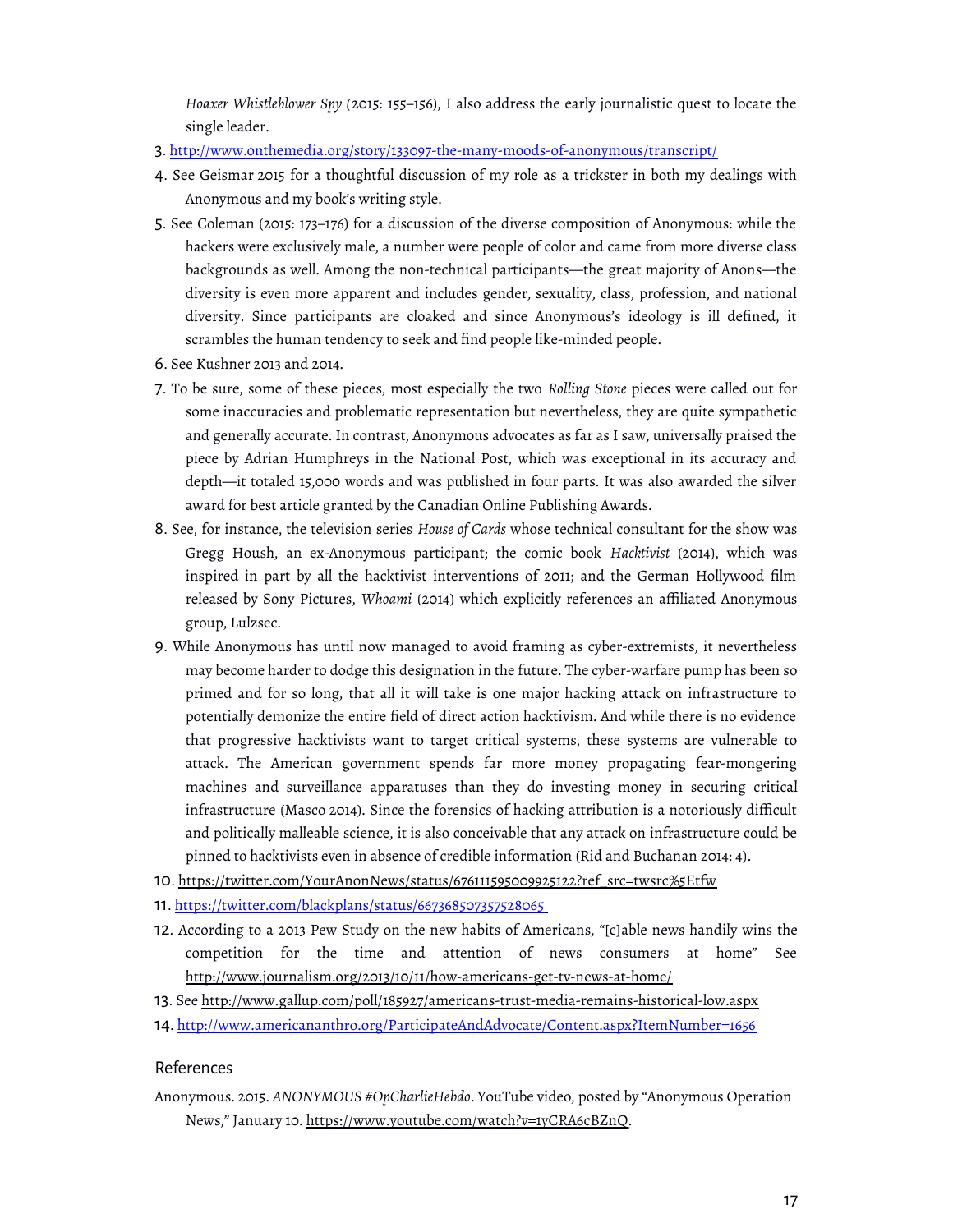*Hoaxer Whistleblower Spy* (2015: 155–156), I also address the early journalistic quest to locate the single leader.

3. http://www.onthemedia.org/story/133097-the-many-moods-of-anonymous/transcript/
4. See Geismar 2015 for a thoughtful discussion of my role as a trickster in both my dealings with Anonymous and my book's writing style.
5. See Coleman (2015: 173–176) for a discussion of the diverse composition of Anonymous: while the hackers were exclusively male, a number were people of color and came from more diverse class backgrounds as well. Among the non-technical participants—the great majority of Anons—the diversity is even more apparent and includes gender, sexuality, class, profession, and national diversity. Since participants are cloaked and since Anonymous's ideology is ill defined, it scrambles the human tendency to seek and find people like-minded people.
6. See Kushner 2013 and 2014.
7. To be sure, some of these pieces, most especially the two *Rolling Stone* pieces were called out for some inaccuracies and problematic representation but nevertheless, they are quite sympathetic and generally accurate. In contrast, Anonymous advocates as far as I saw, universally praised the piece by Adrian Humphreys in the National Post, which was exceptional in its accuracy and depth—it totaled 15,000 words and was published in four parts. It was also awarded the silver award for best article granted by the Canadian Online Publishing Awards.
8. See, for instance, the television series *House of Cards* whose technical consultant for the show was Gregg Housh, an ex-Anonymous participant; the comic book *Hacktivist* (2014), which was inspired in part by all the hacktivist interventions of 2011; and the German Hollywood film released by Sony Pictures, *Whoami* (2014) which explicitly references an affiliated Anonymous group, Lulzsec.
9. While Anonymous has until now managed to avoid framing as cyber-extremists, it nevertheless may become harder to dodge this designation in the future. The cyber-warfare pump has been so primed and for so long, that all it will take is one major hacking attack on infrastructure to potentially demonize the entire field of direct action hacktivism. And while there is no evidence that progressive hacktivists want to target critical systems, these systems are vulnerable to attack. The American government spends far more money propagating fear-mongering machines and surveillance apparatuses than they do investing money in securing critical infrastructure (Masco 2014). Since the forensics of hacking attribution is a notoriously difficult and politically malleable science, it is also conceivable that any attack on infrastructure could be pinned to hacktivists even in absence of credible information (Rid and Buchanan 2014: 4).
10. https://twitter.com/YourAnonNews/status/676111595009925122?ref_src=twsrc%5Etfw
11. https://twitter.com/blackplans/status/667368507357528065
12. According to a 2013 Pew Study on the new habits of Americans, "[c]able news handily wins the competition for the time and attention of news consumers at home" See http://www.journalism.org/2013/10/11/how-americans-get-tv-news-at-home/
13. See http://www.gallup.com/poll/185927/americans-trust-media-remains-historical-low.aspx
14. http://www.americananthro.org/ParticipateAndAdvocate/Content.aspx?ItemNumber=1656

## References

Anonymous. 2015. *ANONYMOUS #OpCharlieHebdo*. YouTube video, posted by "Anonymous Operation News," January 10. https://www.youtube.com/watch?v=1yCRA6cBZnQ.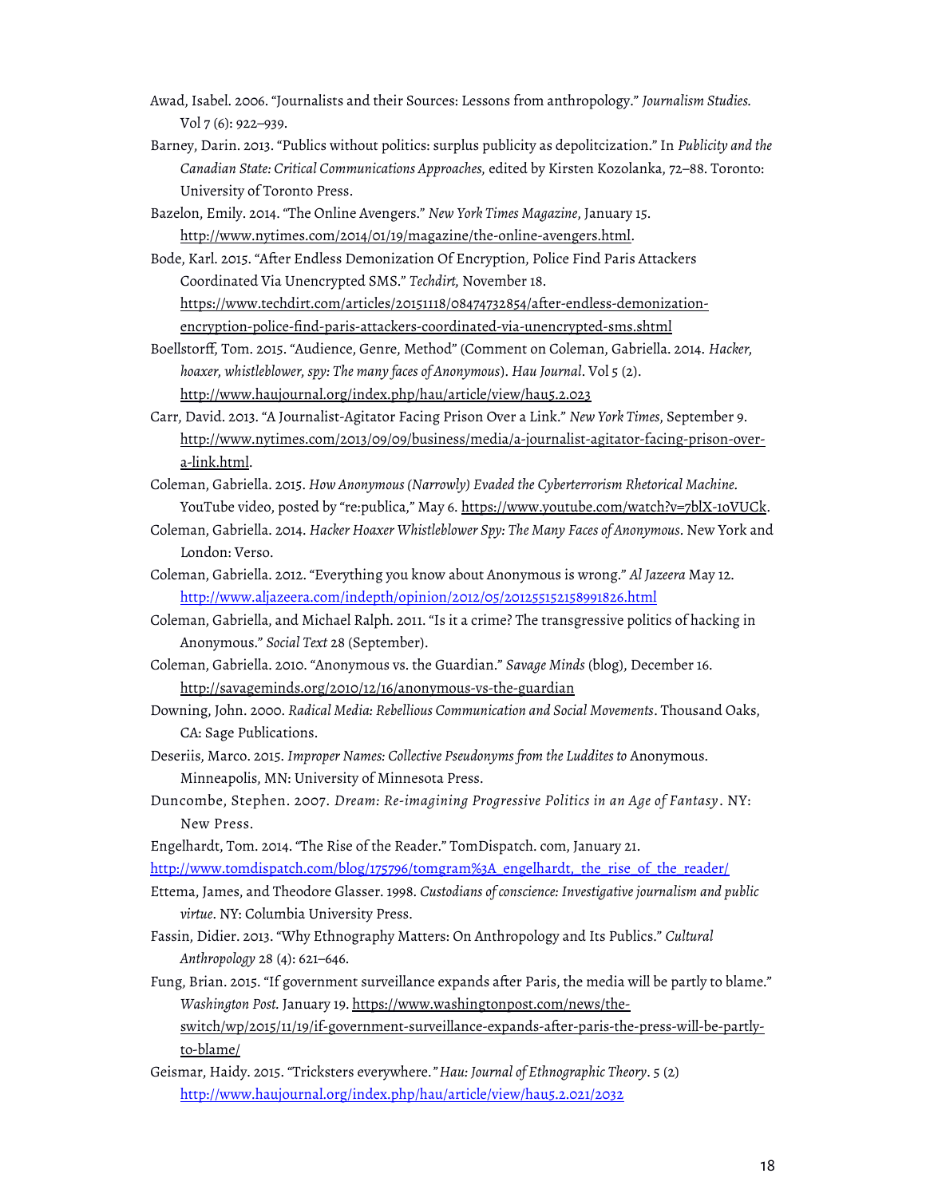Awad, Isabel. 2006. "Journalists and their Sources: Lessons from anthropology." *Journalism Studies.* Vol 7 (6): 922–939.

Barney, Darin. 2013. "Publics without politics: surplus publicity as depolitcization." In *Publicity and the Canadian State: Critical Communications Approaches,* edited by Kirsten Kozolanka, 72–88. Toronto: University of Toronto Press.

Bazelon, Emily. 2014. "The Online Avengers." *New York Times Magazine*, January 15. http://www.nytimes.com/2014/01/19/magazine/the-online-avengers.html.

Bode, Karl. 2015. "After Endless Demonization Of Encryption, Police Find Paris Attackers Coordinated Via Unencrypted SMS." *Techdirt,* November 18. https://www.techdirt.com/articles/20151118/08474732854/after-endless-demonization-encryption-police-find-paris-attackers-coordinated-via-unencrypted-sms.shtml

Boellstorff, Tom. 2015. "Audience, Genre, Method" (Comment on Coleman, Gabriella. 2014. *Hacker, hoaxer, whistleblower, spy: The many faces of Anonymous*). *Hau Journal*. Vol 5 (2). http://www.haujournal.org/index.php/hau/article/view/hau5.2.023

Carr, David. 2013. "A Journalist-Agitator Facing Prison Over a Link." *New York Times*, September 9. http://www.nytimes.com/2013/09/09/business/media/a-journalist-agitator-facing-prison-over-a-link.html.

Coleman, Gabriella. 2015. *How Anonymous (Narrowly) Evaded the Cyberterrorism Rhetorical Machine.* YouTube video, posted by "re:publica," May 6. https://www.youtube.com/watch?v=7blX-10VUCk.

Coleman, Gabriella. 2014. *Hacker Hoaxer Whistleblower Spy: The Many Faces of Anonymous*. New York and London: Verso.

Coleman, Gabriella. 2012. "Everything you know about Anonymous is wrong." *Al Jazeera* May 12. http://www.aljazeera.com/indepth/opinion/2012/05/201255152158991826.html

Coleman, Gabriella, and Michael Ralph. 2011. "Is it a crime? The transgressive politics of hacking in Anonymous." *Social Text* 28 (September).

Coleman, Gabriella. 2010. "Anonymous vs. the Guardian." *Savage Minds* (blog), December 16. http://savageminds.org/2010/12/16/anonymous-vs-the-guardian

Downing, John. 2000. *Radical Media: Rebellious Communication and Social Movements*. Thousand Oaks, CA: Sage Publications.

Deseriis, Marco. 2015. *Improper Names: Collective Pseudonyms from the Luddites to* Anonymous. Minneapolis, MN: University of Minnesota Press.

Duncombe, Stephen. 2007. *Dream: Re-imagining Progressive Politics in an Age of Fantasy*. NY: New Press.

Engelhardt, Tom. 2014. "The Rise of the Reader." TomDispatch. com, January 21. http://www.tomdispatch.com/blog/175796/tomgram%3A_engelhardt,_the_rise_of_the_reader/

Ettema, James, and Theodore Glasser. 1998. *Custodians of conscience: Investigative journalism and public virtue*. NY: Columbia University Press.

Fassin, Didier. 2013. "Why Ethnography Matters: On Anthropology and Its Publics." *Cultural Anthropology* 28 (4): 621–646.

Fung, Brian. 2015. "If government surveillance expands after Paris, the media will be partly to blame." *Washington Post.* January 19. https://www.washingtonpost.com/news/the-switch/wp/2015/11/19/if-government-surveillance-expands-after-paris-the-press-will-be-partly-to-blame/

Geismar, Haidy. 2015. "Tricksters everywhere." *Hau: Journal of Ethnographic Theory*. 5 (2) http://www.haujournal.org/index.php/hau/article/view/hau5.2.021/2032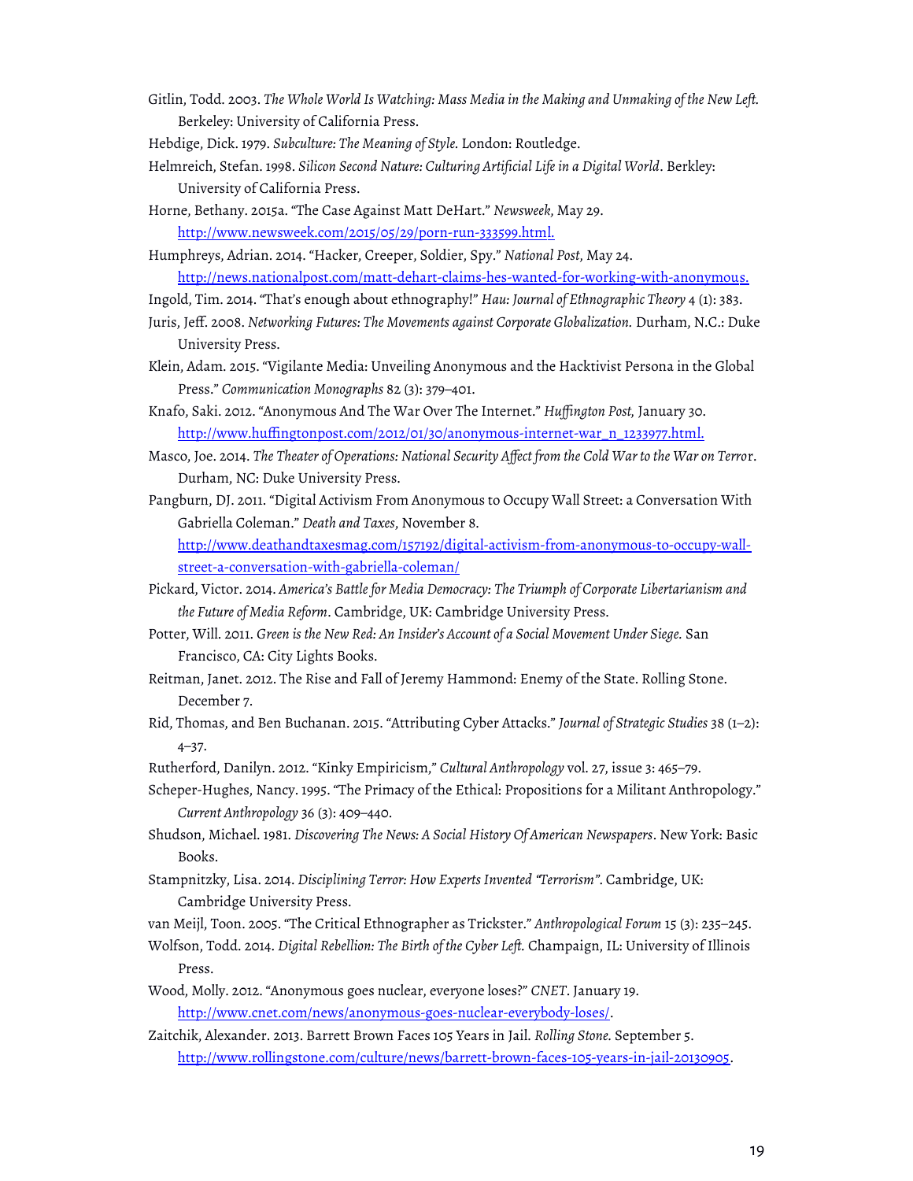Gitlin, Todd. 2003. *The Whole World Is Watching: Mass Media in the Making and Unmaking of the New Left.* Berkeley: University of California Press.

Hebdige, Dick. 1979. *Subculture: The Meaning of Style.* London: Routledge.

Helmreich, Stefan. 1998. *Silicon Second Nature: Culturing Artificial Life in a Digital World*. Berkley: University of California Press.

Horne, Bethany. 2015a. "The Case Against Matt DeHart." *Newsweek*, May 29. http://www.newsweek.com/2015/05/29/porn-run-333599.html.

Humphreys, Adrian. 2014. "Hacker, Creeper, Soldier, Spy." *National Post*, May 24. http://news.nationalpost.com/matt-dehart-claims-hes-wanted-for-working-with-anonymous.

Ingold, Tim. 2014. "That's enough about ethnography!" *Hau: Journal of Ethnographic Theory* 4 (1): 383.

Juris, Jeff. 2008. *Networking Futures: The Movements against Corporate Globalization.* Durham, N.C.: Duke University Press.

Klein, Adam. 2015. "Vigilante Media: Unveiling Anonymous and the Hacktivist Persona in the Global Press." *Communication Monographs* 82 (3): 379–401.

Knafo, Saki. 2012. "Anonymous And The War Over The Internet." *Huffington Post,* January 30. http://www.huffingtonpost.com/2012/01/30/anonymous-internet-war_n_1233977.html.

Masco, Joe. 2014. *The Theater of Operations: National Security Affect from the Cold War to the War on Terror*. Durham, NC: Duke University Press.

Pangburn, DJ. 2011. "Digital Activism From Anonymous to Occupy Wall Street: a Conversation With Gabriella Coleman." *Death and Taxes*, November 8. http://www.deathandtaxesmag.com/157192/digital-activism-from-anonymous-to-occupy-wall-street-a-conversation-with-gabriella-coleman/

Pickard, Victor. 2014. *America's Battle for Media Democracy: The Triumph of Corporate Libertarianism and the Future of Media Reform*. Cambridge, UK: Cambridge University Press.

Potter, Will. 2011. *Green is the New Red: An Insider's Account of a Social Movement Under Siege.* San Francisco, CA: City Lights Books.

Reitman, Janet. 2012. The Rise and Fall of Jeremy Hammond: Enemy of the State. Rolling Stone. December 7.

Rid, Thomas, and Ben Buchanan. 2015. "Attributing Cyber Attacks." *Journal of Strategic Studies* 38 (1–2): 4–37.

Rutherford, Danilyn. 2012. "Kinky Empiricism," *Cultural Anthropology* vol. 27, issue 3: 465–79.

Scheper-Hughes, Nancy. 1995. "The Primacy of the Ethical: Propositions for a Militant Anthropology." *Current Anthropology* 36 (3): 409–440.

Shudson, Michael. 1981. *Discovering The News: A Social History Of American Newspapers*. New York: Basic Books.

Stampnitzky, Lisa. 2014. *Disciplining Terror: How Experts Invented "Terrorism"*. Cambridge, UK: Cambridge University Press.

van Meijl, Toon. 2005. "The Critical Ethnographer as Trickster." *Anthropological Forum* 15 (3): 235–245.

Wolfson, Todd. 2014. *Digital Rebellion: The Birth of the Cyber Left.* Champaign, IL: University of Illinois Press.

Wood, Molly. 2012. "Anonymous goes nuclear, everyone loses?" *CNET*. January 19. http://www.cnet.com/news/anonymous-goes-nuclear-everybody-loses/.

Zaitchik, Alexander. 2013. Barrett Brown Faces 105 Years in Jail. *Rolling Stone.* September 5. http://www.rollingstone.com/culture/news/barrett-brown-faces-105-years-in-jail-20130905.